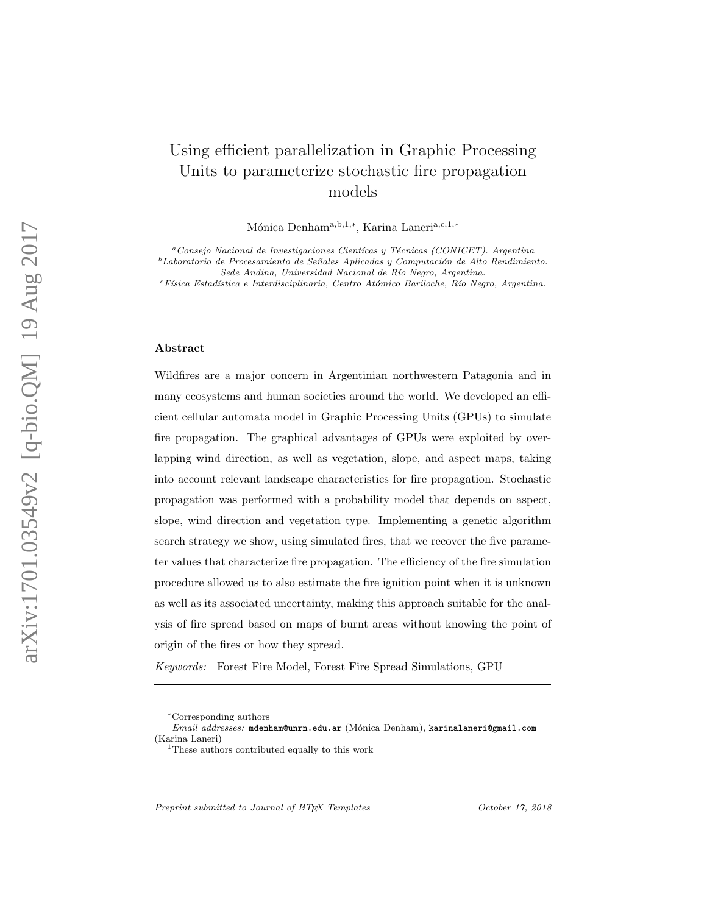# Using efficient parallelization in Graphic Processing Units to parameterize stochastic fire propagation models

Mónica Denham[a,b,1,*], Karina Laneri[a,c,1,*]

[a] *Consejo Nacional de Investigaciones Cientícas y Técnicas (CONICET). Argentina*
[b] *Laboratorio de Procesamiento de Señales Aplicadas y Computación de Alto Rendimiento. Sede Andina, Universidad Nacional de Río Negro, Argentina.*
[c] *Física Estadística e Interdisciplinaria, Centro Atómico Bariloche, Río Negro, Argentina.*

## Abstract

Wildfires are a major concern in Argentinian northwestern Patagonia and in many ecosystems and human societies around the world. We developed an efficient cellular automata model in Graphic Processing Units (GPUs) to simulate fire propagation. The graphical advantages of GPUs were exploited by overlapping wind direction, as well as vegetation, slope, and aspect maps, taking into account relevant landscape characteristics for fire propagation. Stochastic propagation was performed with a probability model that depends on aspect, slope, wind direction and vegetation type. Implementing a genetic algorithm search strategy we show, using simulated fires, that we recover the five parameter values that characterize fire propagation. The efficiency of the fire simulation procedure allowed us to also estimate the fire ignition point when it is unknown as well as its associated uncertainty, making this approach suitable for the analysis of fire spread based on maps of burnt areas without knowing the point of origin of the fires or how they spread.

*Keywords:* Forest Fire Model, Forest Fire Spread Simulations, GPU

---

*Corresponding authors
*Email addresses:* mdenham@unrn.edu.ar (Mónica Denham), karinalaneri@gmail.com (Karina Laneri)
[1] These authors contributed equally to this work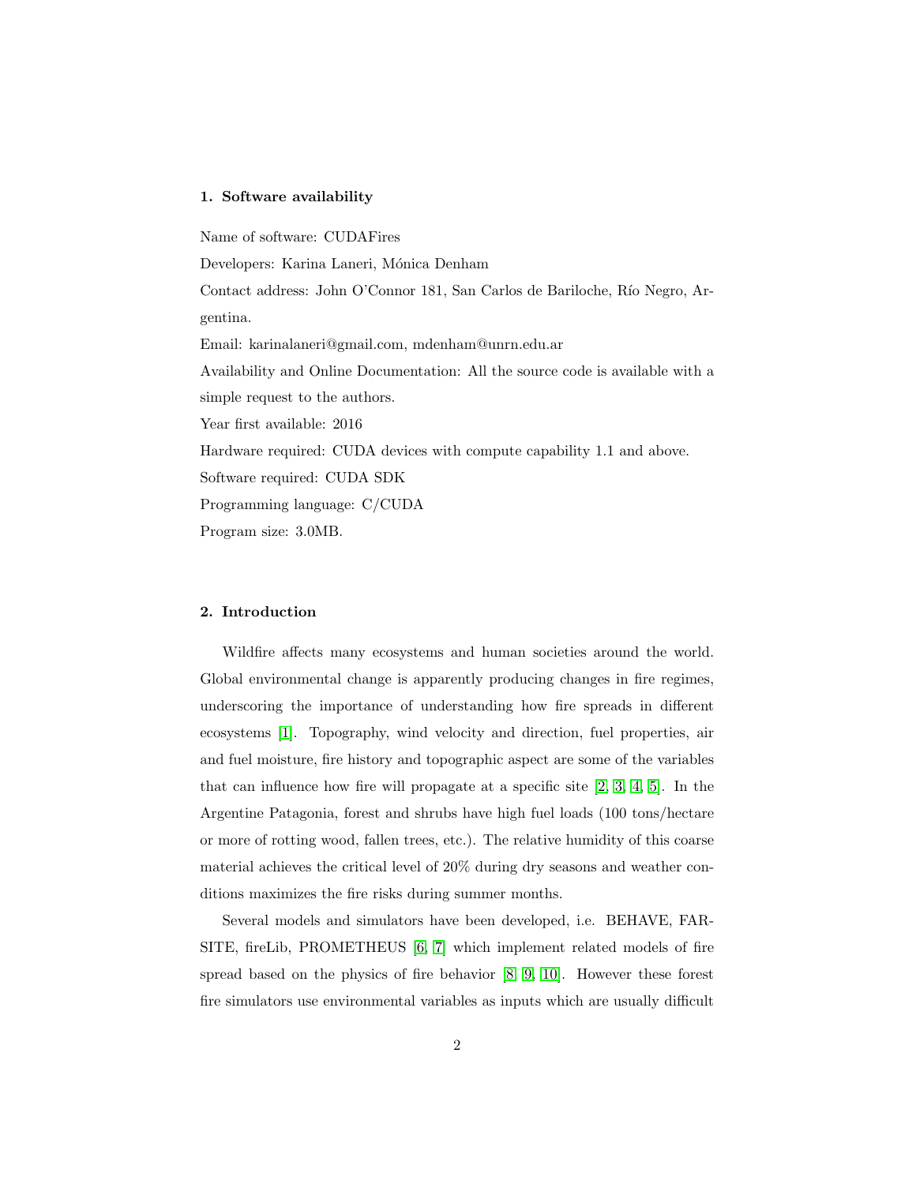## 1. Software availability

Name of software: CUDAFires

Developers: Karina Laneri, Mónica Denham

Contact address: John O'Connor 181, San Carlos de Bariloche, Río Negro, Argentina.

Email: karinalaneri@gmail.com, mdenham@unrn.edu.ar

Availability and Online Documentation: All the source code is available with a simple request to the authors.

Year first available: 2016

Hardware required: CUDA devices with compute capability 1.1 and above.

Software required: CUDA SDK

Programming language: C/CUDA

Program size: 3.0MB.

## 2. Introduction

Wildfire affects many ecosystems and human societies around the world. Global environmental change is apparently producing changes in fire regimes, underscoring the importance of understanding how fire spreads in different ecosystems [1]. Topography, wind velocity and direction, fuel properties, air and fuel moisture, fire history and topographic aspect are some of the variables that can influence how fire will propagate at a specific site [2, 3, 4, 5]. In the Argentine Patagonia, forest and shrubs have high fuel loads (100 tons/hectare or more of rotting wood, fallen trees, etc.). The relative humidity of this coarse material achieves the critical level of 20% during dry seasons and weather conditions maximizes the fire risks during summer months.

Several models and simulators have been developed, i.e. BEHAVE, FARSITE, fireLib, PROMETHEUS [6, 7] which implement related models of fire spread based on the physics of fire behavior [8, 9, 10]. However these forest fire simulators use environmental variables as inputs which are usually difficult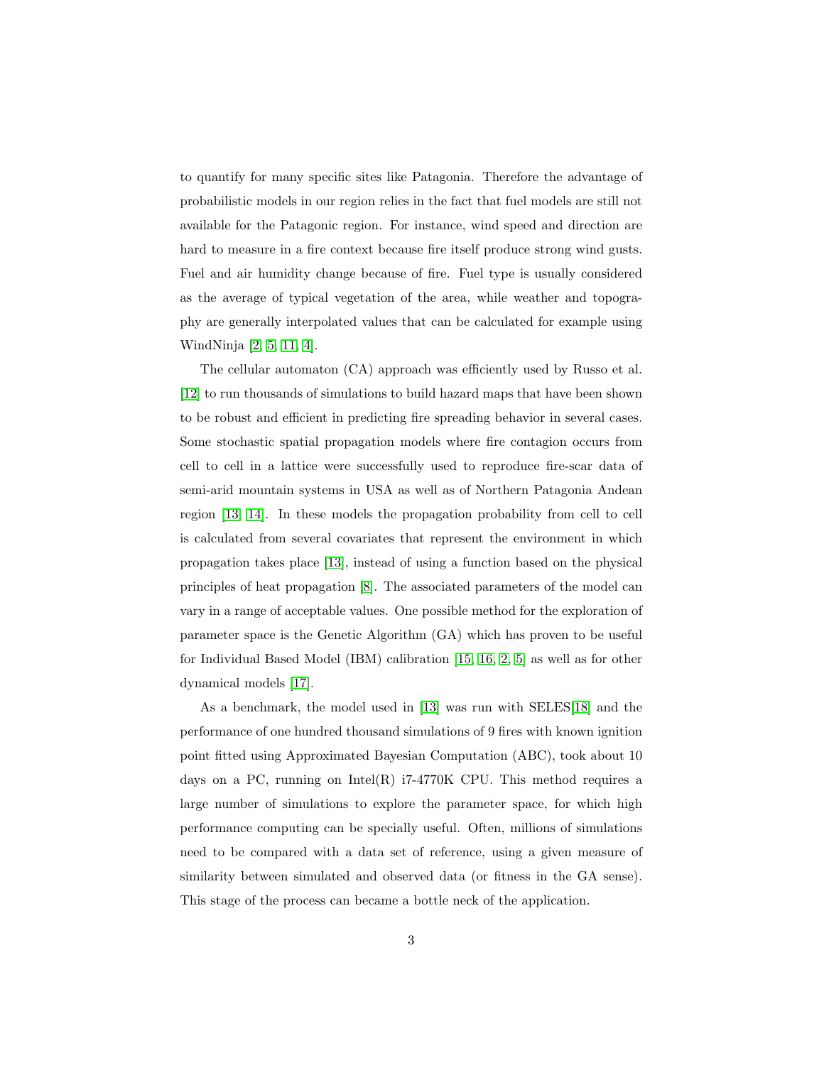to quantify for many specific sites like Patagonia. Therefore the advantage of probabilistic models in our region relies in the fact that fuel models are still not available for the Patagonic region. For instance, wind speed and direction are hard to measure in a fire context because fire itself produce strong wind gusts. Fuel and air humidity change because of fire. Fuel type is usually considered as the average of typical vegetation of the area, while weather and topography are generally interpolated values that can be calculated for example using WindNinja [2, 5, 11, 4].

The cellular automaton (CA) approach was efficiently used by Russo et al. [12] to run thousands of simulations to build hazard maps that have been shown to be robust and efficient in predicting fire spreading behavior in several cases. Some stochastic spatial propagation models where fire contagion occurs from cell to cell in a lattice were successfully used to reproduce fire-scar data of semi-arid mountain systems in USA as well as of Northern Patagonia Andean region [13, 14]. In these models the propagation probability from cell to cell is calculated from several covariates that represent the environment in which propagation takes place [13], instead of using a function based on the physical principles of heat propagation [8]. The associated parameters of the model can vary in a range of acceptable values. One possible method for the exploration of parameter space is the Genetic Algorithm (GA) which has proven to be useful for Individual Based Model (IBM) calibration [15, 16, 2, 5] as well as for other dynamical models [17].

As a benchmark, the model used in [13] was run with SELES[18] and the performance of one hundred thousand simulations of 9 fires with known ignition point fitted using Approximated Bayesian Computation (ABC), took about 10 days on a PC, running on Intel(R) i7-4770K CPU. This method requires a large number of simulations to explore the parameter space, for which high performance computing can be specially useful. Often, millions of simulations need to be compared with a data set of reference, using a given measure of similarity between simulated and observed data (or fitness in the GA sense). This stage of the process can became a bottle neck of the application.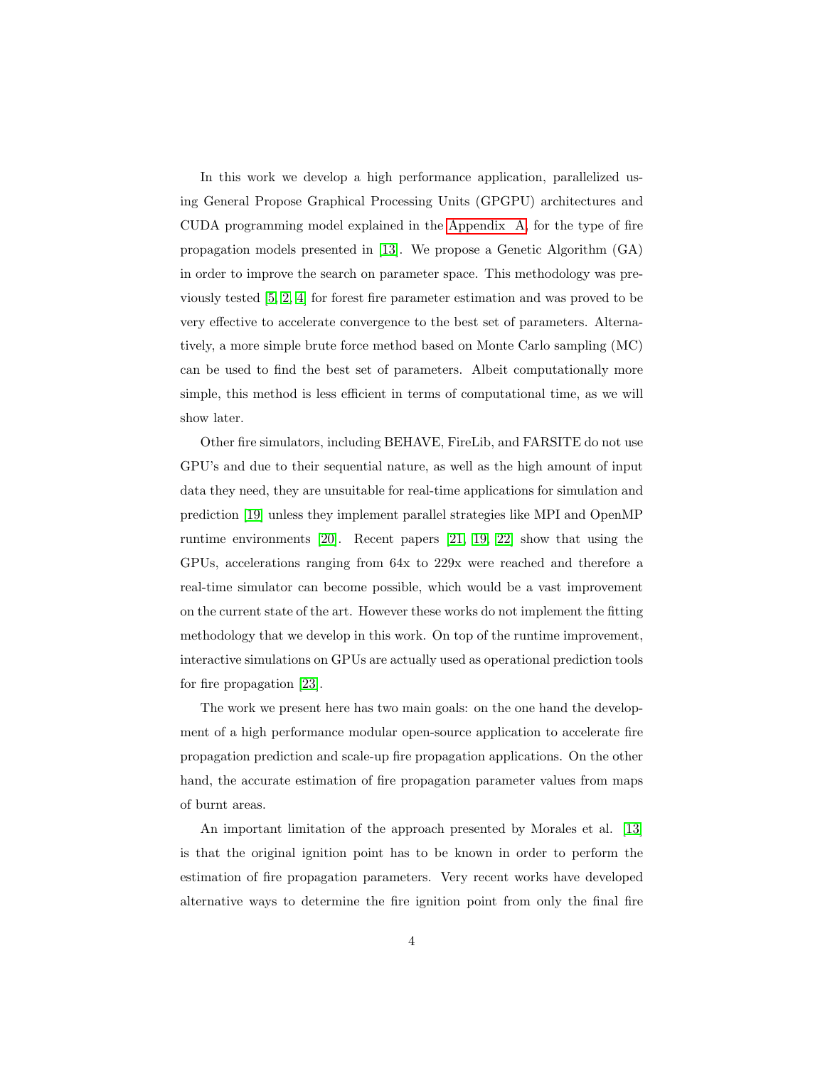In this work we develop a high performance application, parallelized using General Propose Graphical Processing Units (GPGPU) architectures and CUDA programming model explained in the Appendix A, for the type of fire propagation models presented in [13]. We propose a Genetic Algorithm (GA) in order to improve the search on parameter space. This methodology was previously tested [5, 2, 4] for forest fire parameter estimation and was proved to be very effective to accelerate convergence to the best set of parameters. Alternatively, a more simple brute force method based on Monte Carlo sampling (MC) can be used to find the best set of parameters. Albeit computationally more simple, this method is less efficient in terms of computational time, as we will show later.

Other fire simulators, including BEHAVE, FireLib, and FARSITE do not use GPU's and due to their sequential nature, as well as the high amount of input data they need, they are unsuitable for real-time applications for simulation and prediction [19] unless they implement parallel strategies like MPI and OpenMP runtime environments [20]. Recent papers [21, 19, 22] show that using the GPUs, accelerations ranging from 64x to 229x were reached and therefore a real-time simulator can become possible, which would be a vast improvement on the current state of the art. However these works do not implement the fitting methodology that we develop in this work. On top of the runtime improvement, interactive simulations on GPUs are actually used as operational prediction tools for fire propagation [23].

The work we present here has two main goals: on the one hand the development of a high performance modular open-source application to accelerate fire propagation prediction and scale-up fire propagation applications. On the other hand, the accurate estimation of fire propagation parameter values from maps of burnt areas.

An important limitation of the approach presented by Morales et al. [13] is that the original ignition point has to be known in order to perform the estimation of fire propagation parameters. Very recent works have developed alternative ways to determine the fire ignition point from only the final fire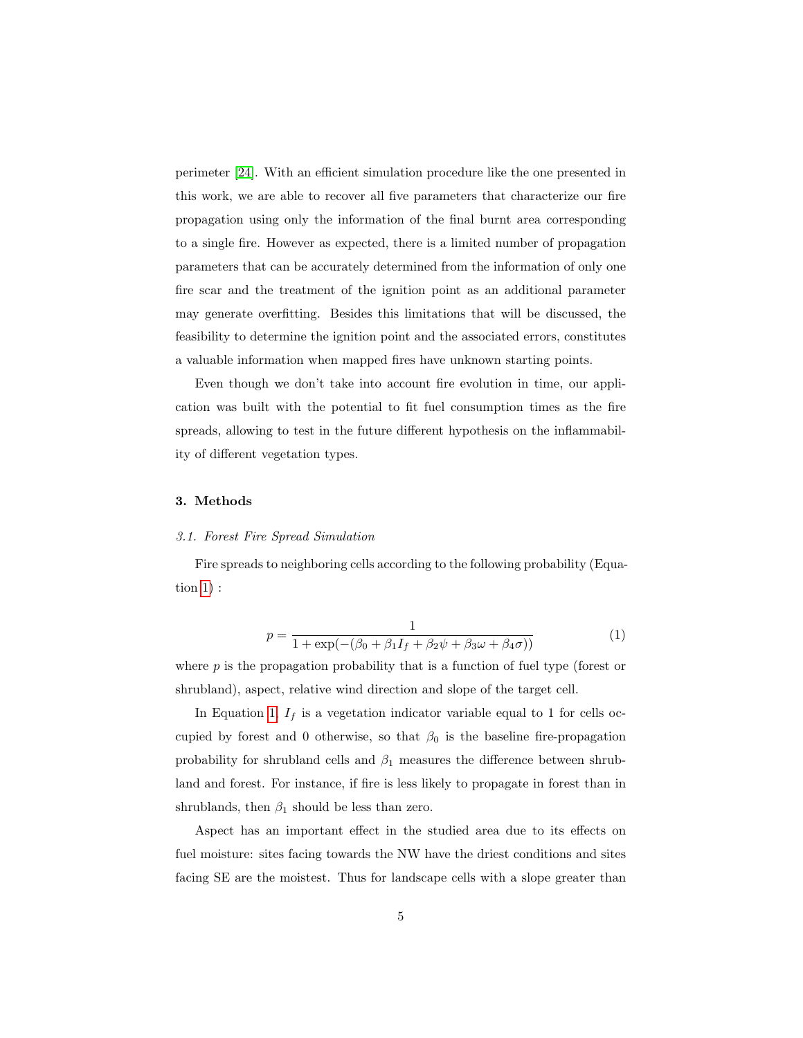perimeter [24]. With an efficient simulation procedure like the one presented in this work, we are able to recover all five parameters that characterize our fire propagation using only the information of the final burnt area corresponding to a single fire. However as expected, there is a limited number of propagation parameters that can be accurately determined from the information of only one fire scar and the treatment of the ignition point as an additional parameter may generate overfitting. Besides this limitations that will be discussed, the feasibility to determine the ignition point and the associated errors, constitutes a valuable information when mapped fires have unknown starting points.

Even though we don't take into account fire evolution in time, our application was built with the potential to fit fuel consumption times as the fire spreads, allowing to test in the future different hypothesis on the inflammability of different vegetation types.

## 3. Methods

### *3.1. Forest Fire Spread Simulation*

Fire spreads to neighboring cells according to the following probability (Equation 1) :

$$p = \frac{1}{1 + \exp(-(\beta_0 + \beta_1 I_f + \beta_2 \psi + \beta_3 \omega + \beta_4 \sigma))} \tag{1}$$

where $p$ is the propagation probability that is a function of fuel type (forest or shrubland), aspect, relative wind direction and slope of the target cell.

In Equation 1, $I_f$ is a vegetation indicator variable equal to 1 for cells occupied by forest and 0 otherwise, so that $\beta_0$ is the baseline fire-propagation probability for shrubland cells and $\beta_1$ measures the difference between shrubland and forest. For instance, if fire is less likely to propagate in forest than in shrublands, then $\beta_1$ should be less than zero.

Aspect has an important effect in the studied area due to its effects on fuel moisture: sites facing towards the NW have the driest conditions and sites facing SE are the moistest. Thus for landscape cells with a slope greater than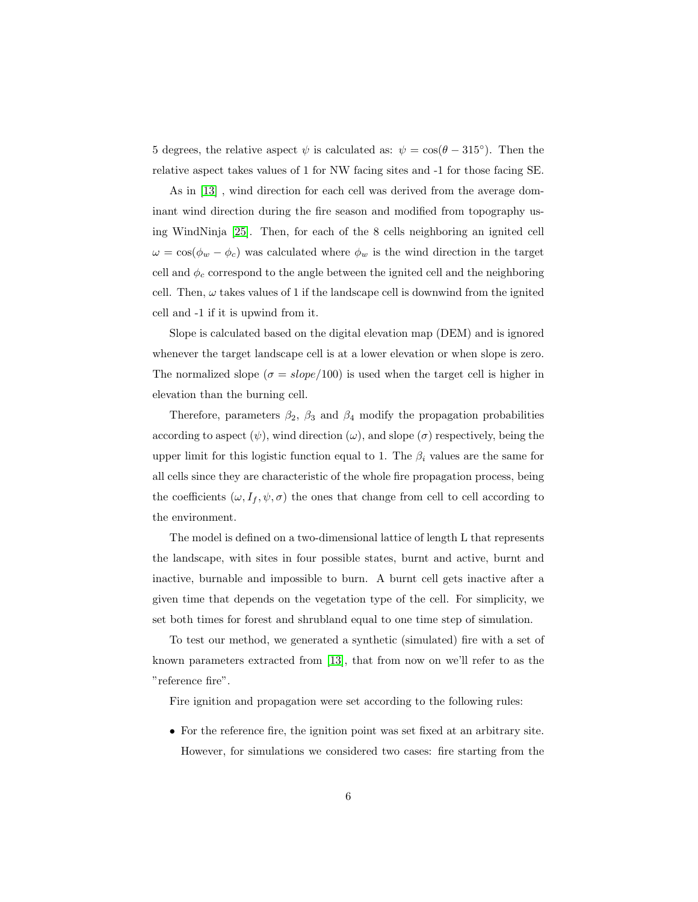5 degrees, the relative aspect $\psi$ is calculated as: $\psi = \cos(\theta - 315°)$. Then the relative aspect takes values of 1 for NW facing sites and -1 for those facing SE.

As in [13] , wind direction for each cell was derived from the average dominant wind direction during the fire season and modified from topography using WindNinja [25]. Then, for each of the 8 cells neighboring an ignited cell $\omega = \cos(\phi_w - \phi_c)$ was calculated where $\phi_w$ is the wind direction in the target cell and $\phi_c$ correspond to the angle between the ignited cell and the neighboring cell. Then, $\omega$ takes values of 1 if the landscape cell is downwind from the ignited cell and -1 if it is upwind from it.

Slope is calculated based on the digital elevation map (DEM) and is ignored whenever the target landscape cell is at a lower elevation or when slope is zero. The normalized slope ($\sigma = slope/100$) is used when the target cell is higher in elevation than the burning cell.

Therefore, parameters $\beta_2$, $\beta_3$ and $\beta_4$ modify the propagation probabilities according to aspect ($\psi$), wind direction ($\omega$), and slope ($\sigma$) respectively, being the upper limit for this logistic function equal to 1. The $\beta_i$ values are the same for all cells since they are characteristic of the whole fire propagation process, being the coefficients ($\omega, I_f, \psi, \sigma$) the ones that change from cell to cell according to the environment.

The model is defined on a two-dimensional lattice of length L that represents the landscape, with sites in four possible states, burnt and active, burnt and inactive, burnable and impossible to burn. A burnt cell gets inactive after a given time that depends on the vegetation type of the cell. For simplicity, we set both times for forest and shrubland equal to one time step of simulation.

To test our method, we generated a synthetic (simulated) fire with a set of known parameters extracted from [13], that from now on we'll refer to as the "reference fire".

Fire ignition and propagation were set according to the following rules:

- For the reference fire, the ignition point was set fixed at an arbitrary site. However, for simulations we considered two cases: fire starting from the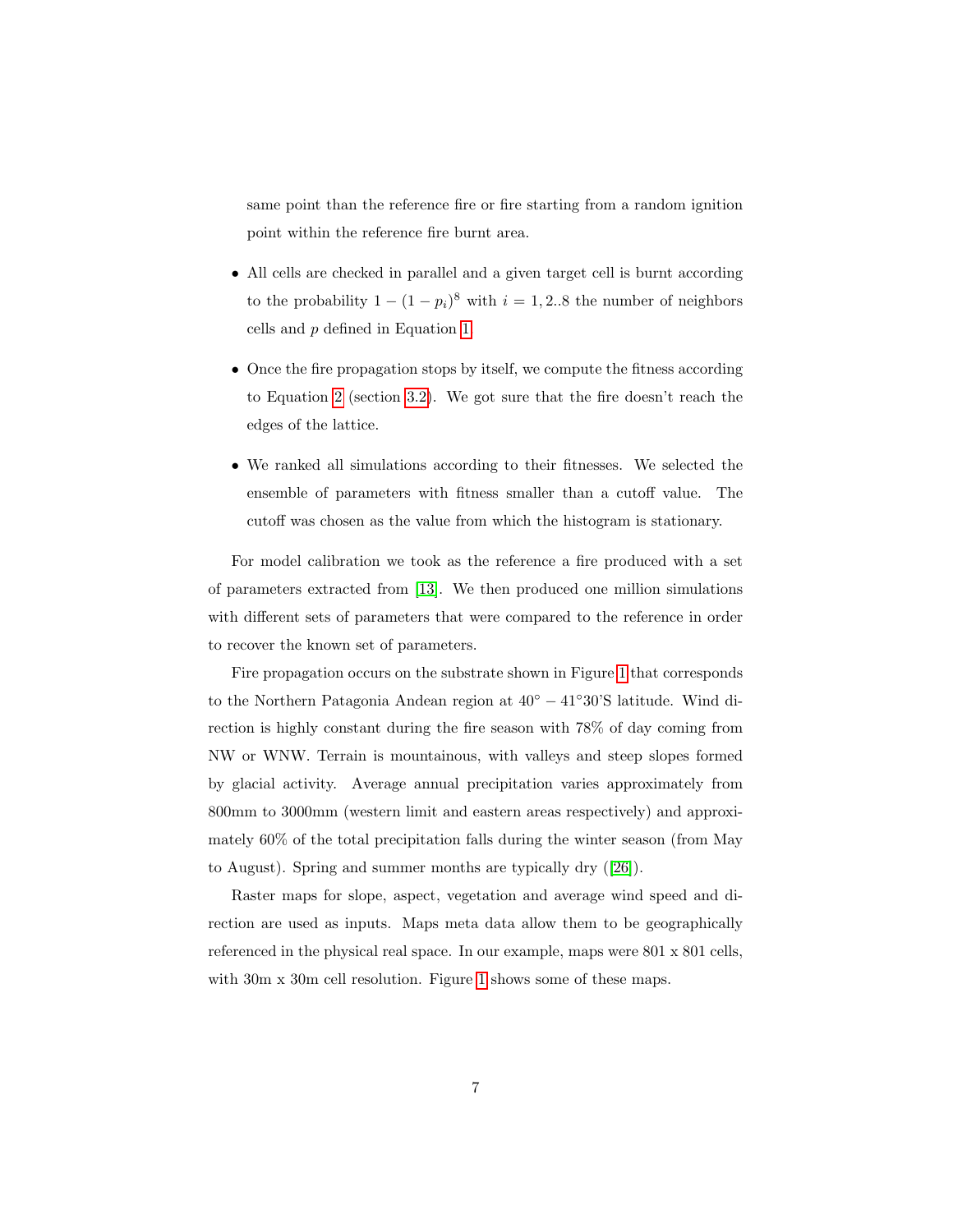same point than the reference fire or fire starting from a random ignition point within the reference fire burnt area.

- All cells are checked in parallel and a given target cell is burnt according to the probability $1-(1-p_i)^8$ with $i = 1, 2..8$ the number of neighbors cells and $p$ defined in Equation 1.
- Once the fire propagation stops by itself, we compute the fitness according to Equation 2 (section 3.2). We got sure that the fire doesn't reach the edges of the lattice.
- We ranked all simulations according to their fitnesses. We selected the ensemble of parameters with fitness smaller than a cutoff value. The cutoff was chosen as the value from which the histogram is stationary.

For model calibration we took as the reference a fire produced with a set of parameters extracted from [13]. We then produced one million simulations with different sets of parameters that were compared to the reference in order to recover the known set of parameters.

Fire propagation occurs on the substrate shown in Figure 1 that corresponds to the Northern Patagonia Andean region at $40° - 41°30$'S latitude. Wind direction is highly constant during the fire season with 78% of day coming from NW or WNW. Terrain is mountainous, with valleys and steep slopes formed by glacial activity. Average annual precipitation varies approximately from 800mm to 3000mm (western limit and eastern areas respectively) and approximately 60% of the total precipitation falls during the winter season (from May to August). Spring and summer months are typically dry ([26]).

Raster maps for slope, aspect, vegetation and average wind speed and direction are used as inputs. Maps meta data allow them to be geographically referenced in the physical real space. In our example, maps were 801 x 801 cells, with 30m x 30m cell resolution. Figure 1 shows some of these maps.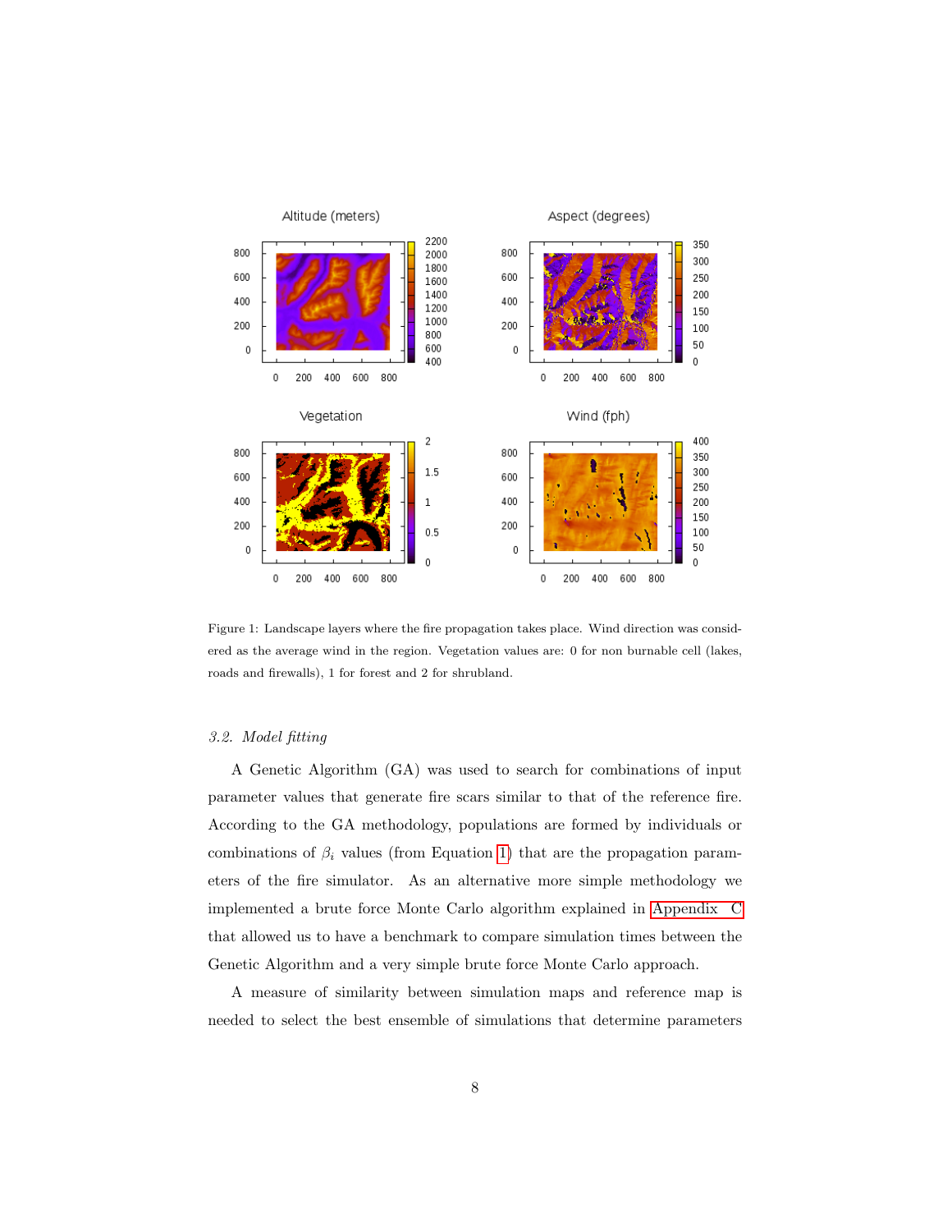Figure 1: Landscape layers where the fire propagation takes place. Wind direction was considered as the average wind in the region. Vegetation values are: 0 for non burnable cell (lakes, roads and firewalls), 1 for forest and 2 for shrubland.

### 3.2. Model fitting

A Genetic Algorithm (GA) was used to search for combinations of input parameter values that generate fire scars similar to that of the reference fire. According to the GA methodology, populations are formed by individuals or combinations of $\beta_i$ values (from Equation 1) that are the propagation parameters of the fire simulator. As an alternative more simple methodology we implemented a brute force Monte Carlo algorithm explained in Appendix C that allowed us to have a benchmark to compare simulation times between the Genetic Algorithm and a very simple brute force Monte Carlo approach.

A measure of similarity between simulation maps and reference map is needed to select the best ensemble of simulations that determine parameters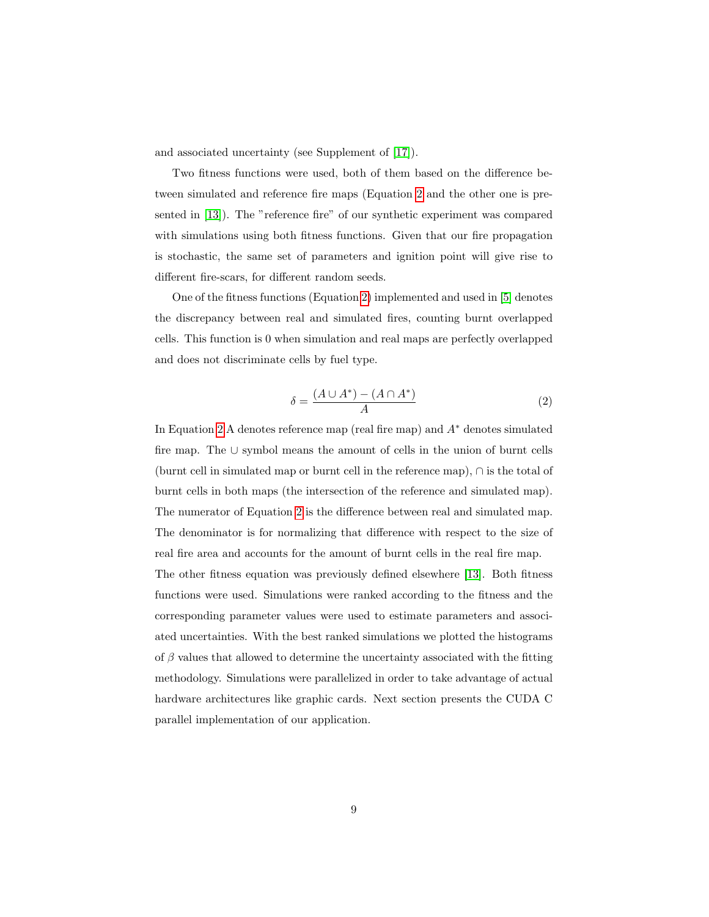and associated uncertainty (see Supplement of [17]).

Two fitness functions were used, both of them based on the difference between simulated and reference fire maps (Equation 2 and the other one is presented in [13]). The "reference fire" of our synthetic experiment was compared with simulations using both fitness functions. Given that our fire propagation is stochastic, the same set of parameters and ignition point will give rise to different fire-scars, for different random seeds.

One of the fitness functions (Equation 2) implemented and used in [5] denotes the discrepancy between real and simulated fires, counting burnt overlapped cells. This function is 0 when simulation and real maps are perfectly overlapped and does not discriminate cells by fuel type.

$$\delta = \frac{(A \cup A^*) - (A \cap A^*)}{A} \tag{2}$$

In Equation 2 A denotes reference map (real fire map) and $A^*$ denotes simulated fire map. The $\cup$ symbol means the amount of cells in the union of burnt cells (burnt cell in simulated map or burnt cell in the reference map), $\cap$ is the total of burnt cells in both maps (the intersection of the reference and simulated map). The numerator of Equation 2 is the difference between real and simulated map. The denominator is for normalizing that difference with respect to the size of real fire area and accounts for the amount of burnt cells in the real fire map.
The other fitness equation was previously defined elsewhere [13]. Both fitness functions were used. Simulations were ranked according to the fitness and the corresponding parameter values were used to estimate parameters and associated uncertainties. With the best ranked simulations we plotted the histograms of $\beta$ values that allowed to determine the uncertainty associated with the fitting methodology. Simulations were parallelized in order to take advantage of actual hardware architectures like graphic cards. Next section presents the CUDA C parallel implementation of our application.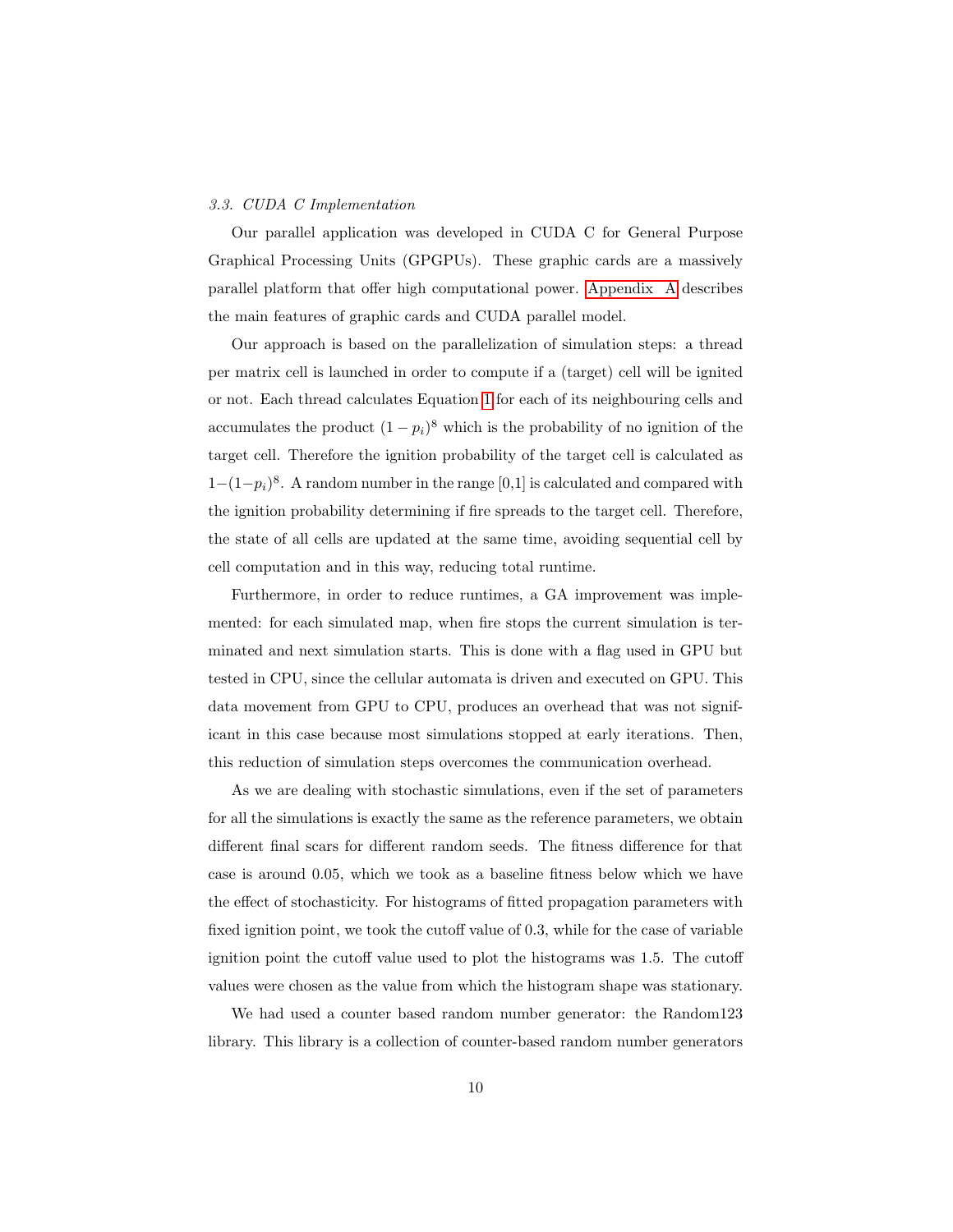### 3.3. CUDA C Implementation

Our parallel application was developed in CUDA C for General Purpose Graphical Processing Units (GPGPUs). These graphic cards are a massively parallel platform that offer high computational power. Appendix A describes the main features of graphic cards and CUDA parallel model.

Our approach is based on the parallelization of simulation steps: a thread per matrix cell is launched in order to compute if a (target) cell will be ignited or not. Each thread calculates Equation 1 for each of its neighbouring cells and accumulates the product $(1 - p_i)^8$ which is the probability of no ignition of the target cell. Therefore the ignition probability of the target cell is calculated as $1-(1-p_i)^8$. A random number in the range [0,1] is calculated and compared with the ignition probability determining if fire spreads to the target cell. Therefore, the state of all cells are updated at the same time, avoiding sequential cell by cell computation and in this way, reducing total runtime.

Furthermore, in order to reduce runtimes, a GA improvement was implemented: for each simulated map, when fire stops the current simulation is terminated and next simulation starts. This is done with a flag used in GPU but tested in CPU, since the cellular automata is driven and executed on GPU. This data movement from GPU to CPU, produces an overhead that was not significant in this case because most simulations stopped at early iterations. Then, this reduction of simulation steps overcomes the communication overhead.

As we are dealing with stochastic simulations, even if the set of parameters for all the simulations is exactly the same as the reference parameters, we obtain different final scars for different random seeds. The fitness difference for that case is around 0.05, which we took as a baseline fitness below which we have the effect of stochasticity. For histograms of fitted propagation parameters with fixed ignition point, we took the cutoff value of 0.3, while for the case of variable ignition point the cutoff value used to plot the histograms was 1.5. The cutoff values were chosen as the value from which the histogram shape was stationary.

We had used a counter based random number generator: the Random123 library. This library is a collection of counter-based random number generators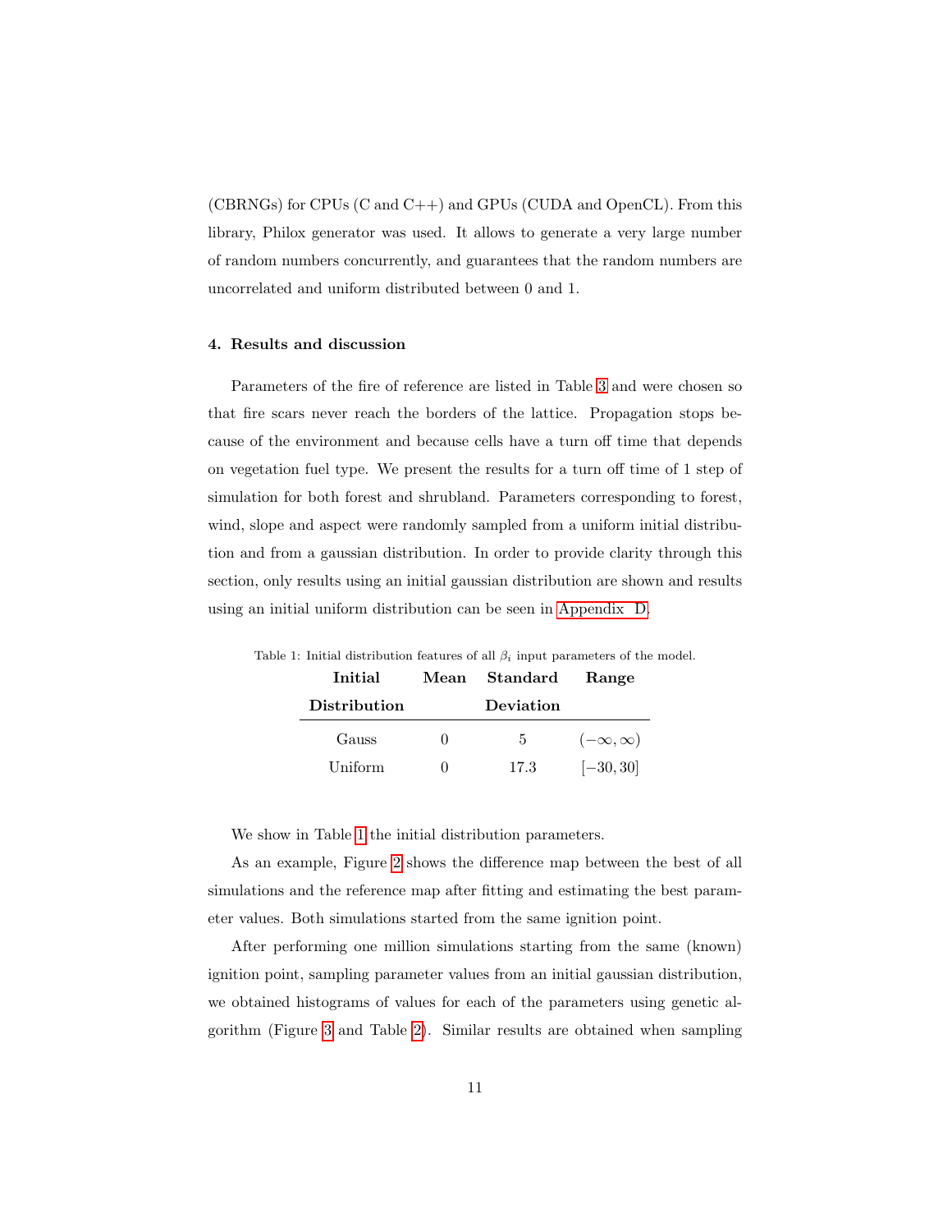(CBRNGs) for CPUs (C and C++) and GPUs (CUDA and OpenCL). From this library, Philox generator was used. It allows to generate a very large number of random numbers concurrently, and guarantees that the random numbers are uncorrelated and uniform distributed between 0 and 1.

## 4. Results and discussion

Parameters of the fire of reference are listed in Table 3 and were chosen so that fire scars never reach the borders of the lattice. Propagation stops because of the environment and because cells have a turn off time that depends on vegetation fuel type. We present the results for a turn off time of 1 step of simulation for both forest and shrubland. Parameters corresponding to forest, wind, slope and aspect were randomly sampled from a uniform initial distribution and from a gaussian distribution. In order to provide clarity through this section, only results using an initial gaussian distribution are shown and results using an initial uniform distribution can be seen in Appendix D.

Table 1: Initial distribution features of all $\beta_i$ input parameters of the model.

| Initial Distribution | Mean | Standard Deviation | Range |
|---|---|---|---|
| Gauss | 0 | 5 | $(-\infty, \infty)$ |
| Uniform | 0 | 17.3 | $[-30, 30]$ |

We show in Table 1 the initial distribution parameters.

As an example, Figure 2 shows the difference map between the best of all simulations and the reference map after fitting and estimating the best parameter values. Both simulations started from the same ignition point.

After performing one million simulations starting from the same (known) ignition point, sampling parameter values from an initial gaussian distribution, we obtained histograms of values for each of the parameters using genetic algorithm (Figure 3 and Table 2). Similar results are obtained when sampling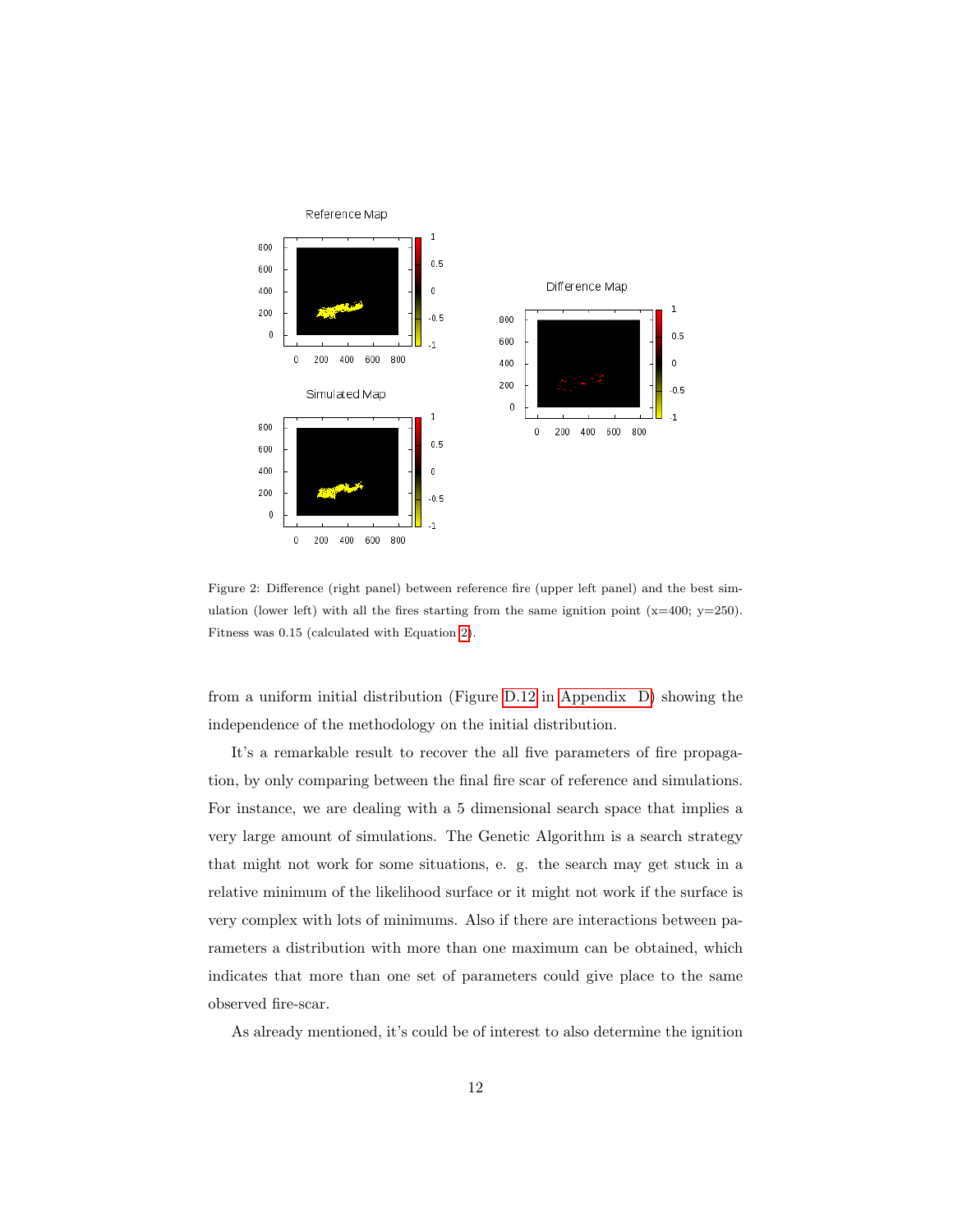Figure 2: Difference (right panel) between reference fire (upper left panel) and the best simulation (lower left) with all the fires starting from the same ignition point (x=400; y=250). Fitness was 0.15 (calculated with Equation 2).

from a uniform initial distribution (Figure D.12 in Appendix D) showing the independence of the methodology on the initial distribution.

It's a remarkable result to recover the all five parameters of fire propagation, by only comparing between the final fire scar of reference and simulations. For instance, we are dealing with a 5 dimensional search space that implies a very large amount of simulations. The Genetic Algorithm is a search strategy that might not work for some situations, e. g. the search may get stuck in a relative minimum of the likelihood surface or it might not work if the surface is very complex with lots of minimums. Also if there are interactions between parameters a distribution with more than one maximum can be obtained, which indicates that more than one set of parameters could give place to the same observed fire-scar.

As already mentioned, it's could be of interest to also determine the ignition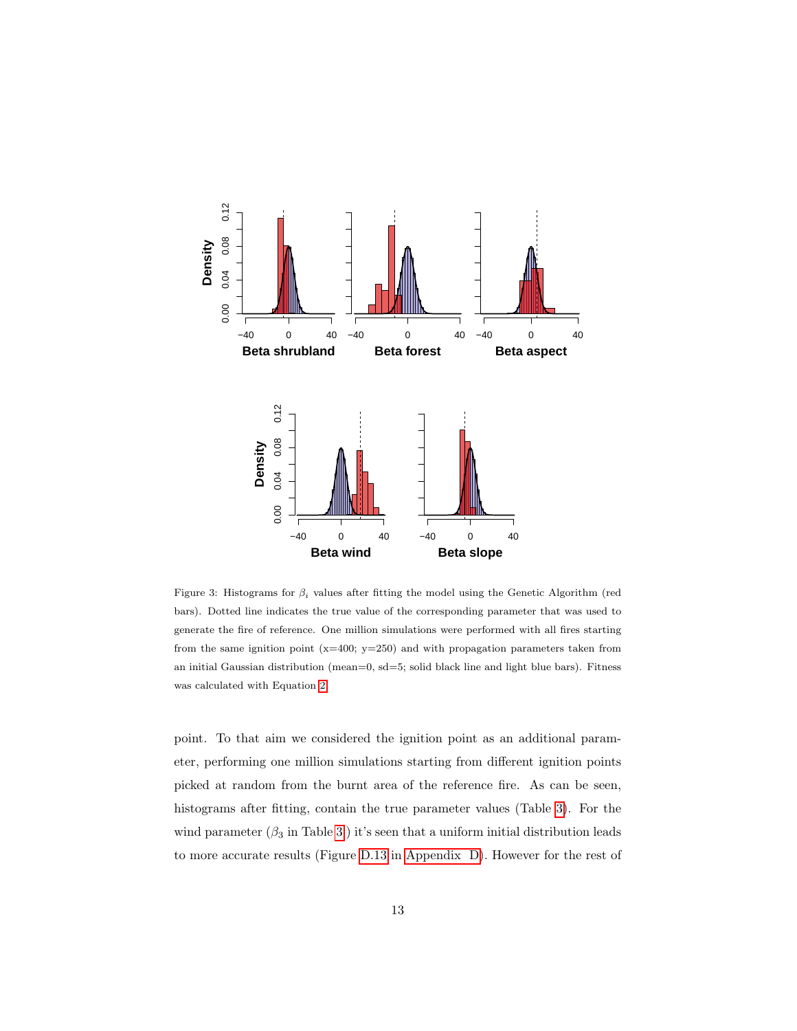Figure 3: Histograms for $\beta_i$ values after fitting the model using the Genetic Algorithm (red bars). Dotted line indicates the true value of the corresponding parameter that was used to generate the fire of reference. One million simulations were performed with all fires starting from the same ignition point (x=400; y=250) and with propagation parameters taken from an initial Gaussian distribution (mean=0, sd=5; solid black line and light blue bars). Fitness was calculated with Equation 2.

point. To that aim we considered the ignition point as an additional parameter, performing one million simulations starting from different ignition points picked at random from the burnt area of the reference fire. As can be seen, histograms after fitting, contain the true parameter values (Table 3). For the wind parameter ($\beta_3$ in Table 3) it's seen that a uniform initial distribution leads to more accurate results (Figure D.13 in Appendix D). However for the rest of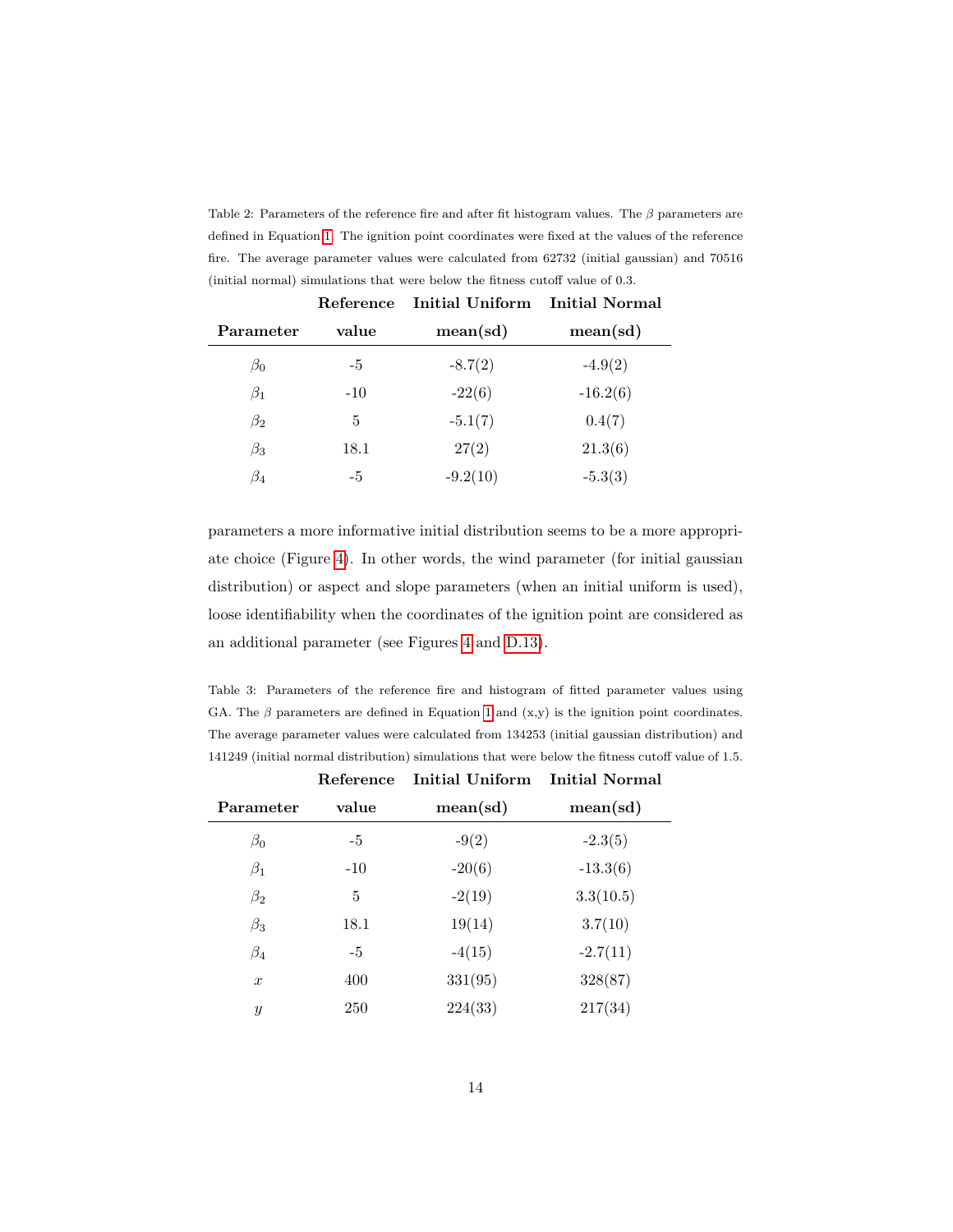Table 2: Parameters of the reference fire and after fit histogram values. The $\beta$ parameters are defined in Equation 1. The ignition point coordinates were fixed at the values of the reference fire. The average parameter values were calculated from 62732 (initial gaussian) and 70516 (initial normal) simulations that were below the fitness cutoff value of 0.3.

| **Parameter** | **Reference value** | **Initial Uniform mean(sd)** | **Initial Normal mean(sd)** |
|---|---|---|---|
| $\beta_0$ | -5 | -8.7(2) | -4.9(2) |
| $\beta_1$ | -10 | -22(6) | -16.2(6) |
| $\beta_2$ | 5 | -5.1(7) | 0.4(7) |
| $\beta_3$ | 18.1 | 27(2) | 21.3(6) |
| $\beta_4$ | -5 | -9.2(10) | -5.3(3) |

parameters a more informative initial distribution seems to be a more appropriate choice (Figure 4). In other words, the wind parameter (for initial gaussian distribution) or aspect and slope parameters (when an initial uniform is used), loose identifiability when the coordinates of the ignition point are considered as an additional parameter (see Figures 4 and D.13).

Table 3: Parameters of the reference fire and histogram of fitted parameter values using GA. The $\beta$ parameters are defined in Equation 1 and (x,y) is the ignition point coordinates. The average parameter values were calculated from 134253 (initial gaussian distribution) and 141249 (initial normal distribution) simulations that were below the fitness cutoff value of 1.5.

| **Parameter** | **Reference value** | **Initial Uniform mean(sd)** | **Initial Normal mean(sd)** |
|---|---|---|---|
| $\beta_0$ | -5 | -9(2) | -2.3(5) |
| $\beta_1$ | -10 | -20(6) | -13.3(6) |
| $\beta_2$ | 5 | -2(19) | 3.3(10.5) |
| $\beta_3$ | 18.1 | 19(14) | 3.7(10) |
| $\beta_4$ | -5 | -4(15) | -2.7(11) |
| $x$ | 400 | 331(95) | 328(87) |
| $y$ | 250 | 224(33) | 217(34) |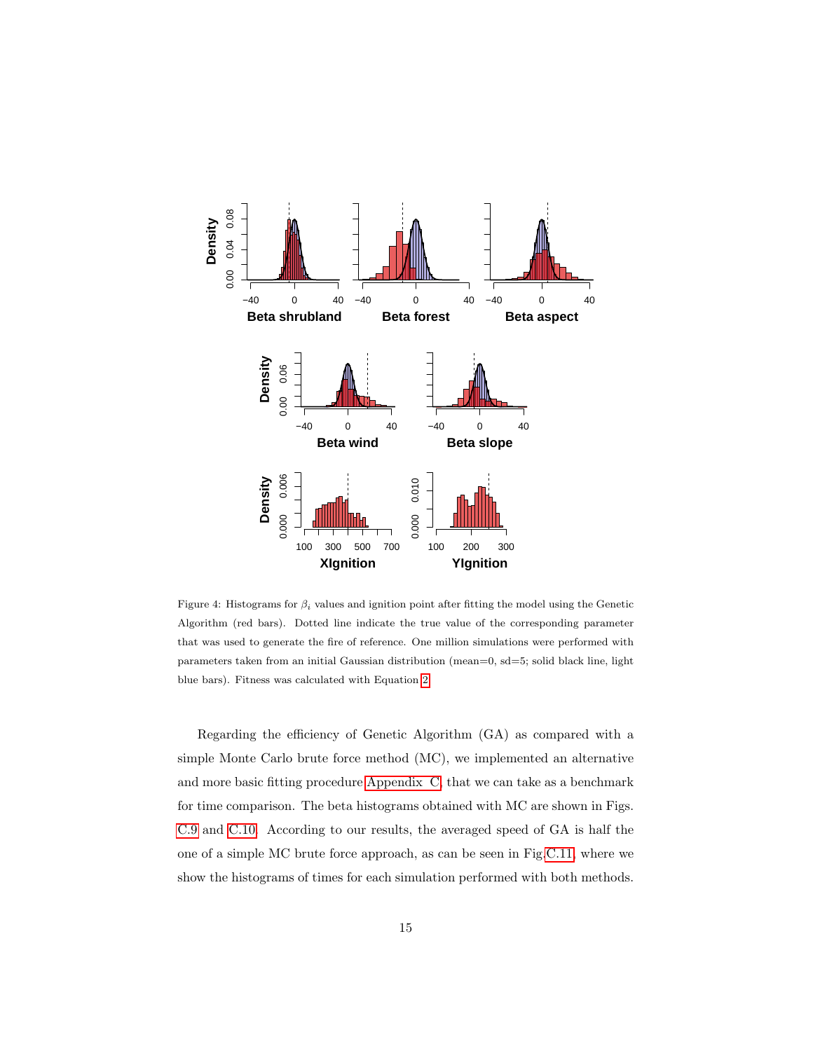Figure 4: Histograms for $\beta_i$ values and ignition point after fitting the model using the Genetic Algorithm (red bars). Dotted line indicate the true value of the corresponding parameter that was used to generate the fire of reference. One million simulations were performed with parameters taken from an initial Gaussian distribution (mean=0, sd=5; solid black line, light blue bars). Fitness was calculated with Equation 2.

Regarding the efficiency of Genetic Algorithm (GA) as compared with a simple Monte Carlo brute force method (MC), we implemented an alternative and more basic fitting procedure Appendix C that we can take as a benchmark for time comparison. The beta histograms obtained with MC are shown in Figs. C.9 and C.10. According to our results, the averaged speed of GA is half the one of a simple MC brute force approach, as can be seen in Fig.C.11, where we show the histograms of times for each simulation performed with both methods.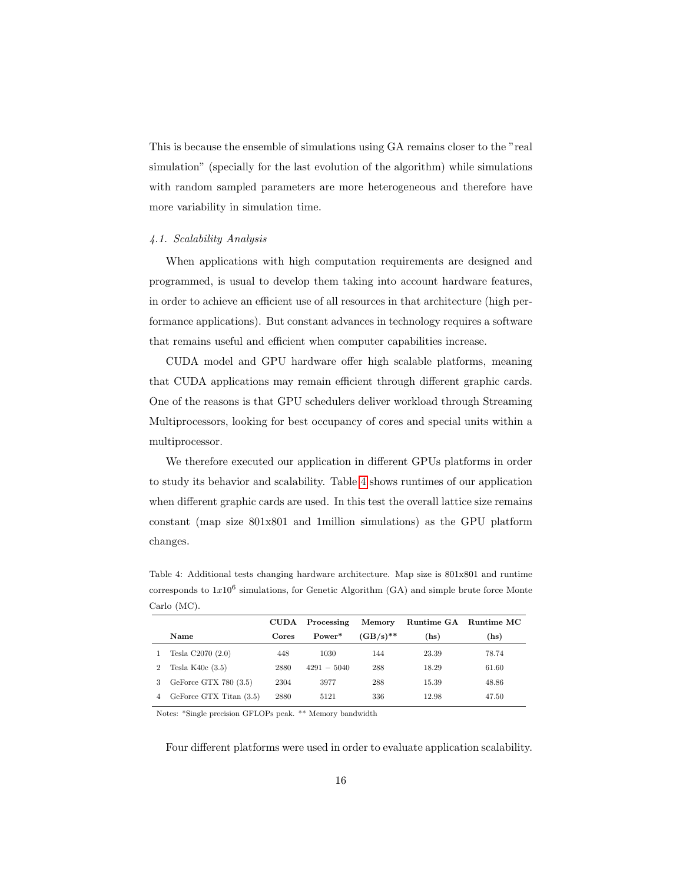This is because the ensemble of simulations using GA remains closer to the "real simulation" (specially for the last evolution of the algorithm) while simulations with random sampled parameters are more heterogeneous and therefore have more variability in simulation time.

### *4.1. Scalability Analysis*

When applications with high computation requirements are designed and programmed, is usual to develop them taking into account hardware features, in order to achieve an efficient use of all resources in that architecture (high performance applications). But constant advances in technology requires a software that remains useful and efficient when computer capabilities increase.

CUDA model and GPU hardware offer high scalable platforms, meaning that CUDA applications may remain efficient through different graphic cards. One of the reasons is that GPU schedulers deliver workload through Streaming Multiprocessors, looking for best occupancy of cores and special units within a multiprocessor.

We therefore executed our application in different GPUs platforms in order to study its behavior and scalability. Table 4 shows runtimes of our application when different graphic cards are used. In this test the overall lattice size remains constant (map size 801x801 and 1million simulations) as the GPU platform changes.

Table 4: Additional tests changing hardware architecture. Map size is 801x801 and runtime corresponds to $1x10^6$ simulations, for Genetic Algorithm (GA) and simple brute force Monte Carlo (MC).

| | Name | CUDA Cores | Processing Power* | Memory (GB/s)** | Runtime GA (hs) | Runtime MC (hs) |
|---|---|---|---|---|---|---|
| 1 | Tesla C2070 (2.0) | 448 | 1030 | 144 | 23.39 | 78.74 |
| 2 | Tesla K40c (3.5) | 2880 | $4291 - 5040$ | 288 | 18.29 | 61.60 |
| 3 | GeForce GTX 780 (3.5) | 2304 | 3977 | 288 | 15.39 | 48.86 |
| 4 | GeForce GTX Titan (3.5) | 2880 | 5121 | 336 | 12.98 | 47.50 |

Notes: *Single precision GFLOPs peak. ** Memory bandwidth

Four different platforms were used in order to evaluate application scalability.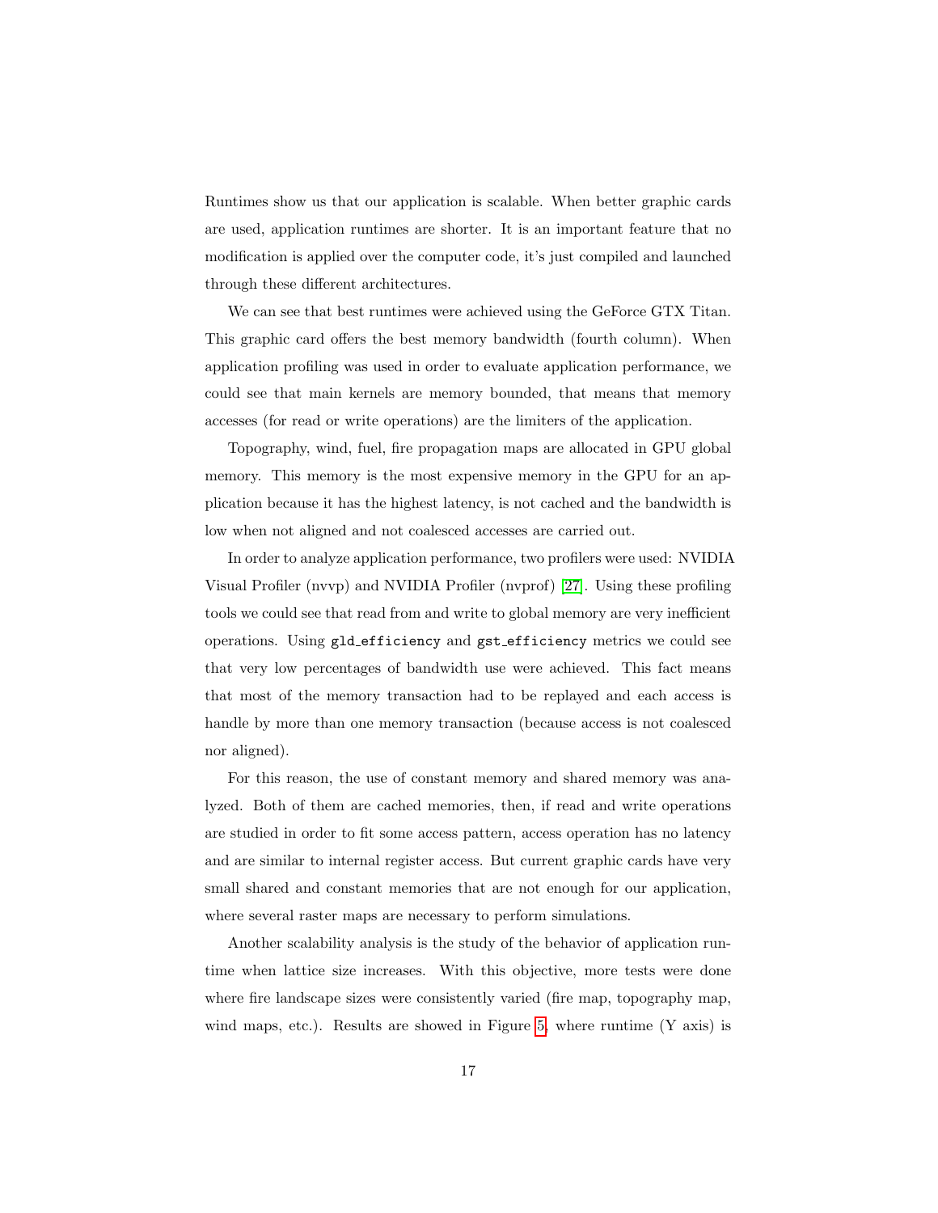Runtimes show us that our application is scalable. When better graphic cards are used, application runtimes are shorter. It is an important feature that no modification is applied over the computer code, it's just compiled and launched through these different architectures.

We can see that best runtimes were achieved using the GeForce GTX Titan. This graphic card offers the best memory bandwidth (fourth column). When application profiling was used in order to evaluate application performance, we could see that main kernels are memory bounded, that means that memory accesses (for read or write operations) are the limiters of the application.

Topography, wind, fuel, fire propagation maps are allocated in GPU global memory. This memory is the most expensive memory in the GPU for an application because it has the highest latency, is not cached and the bandwidth is low when not aligned and not coalesced accesses are carried out.

In order to analyze application performance, two profilers were used: NVIDIA Visual Profiler (nvvp) and NVIDIA Profiler (nvprof) [27]. Using these profiling tools we could see that read from and write to global memory are very inefficient operations. Using `gld_efficiency` and `gst_efficiency` metrics we could see that very low percentages of bandwidth use were achieved. This fact means that most of the memory transaction had to be replayed and each access is handle by more than one memory transaction (because access is not coalesced nor aligned).

For this reason, the use of constant memory and shared memory was analyzed. Both of them are cached memories, then, if read and write operations are studied in order to fit some access pattern, access operation has no latency and are similar to internal register access. But current graphic cards have very small shared and constant memories that are not enough for our application, where several raster maps are necessary to perform simulations.

Another scalability analysis is the study of the behavior of application runtime when lattice size increases. With this objective, more tests were done where fire landscape sizes were consistently varied (fire map, topography map, wind maps, etc.). Results are showed in Figure 5, where runtime (Y axis) is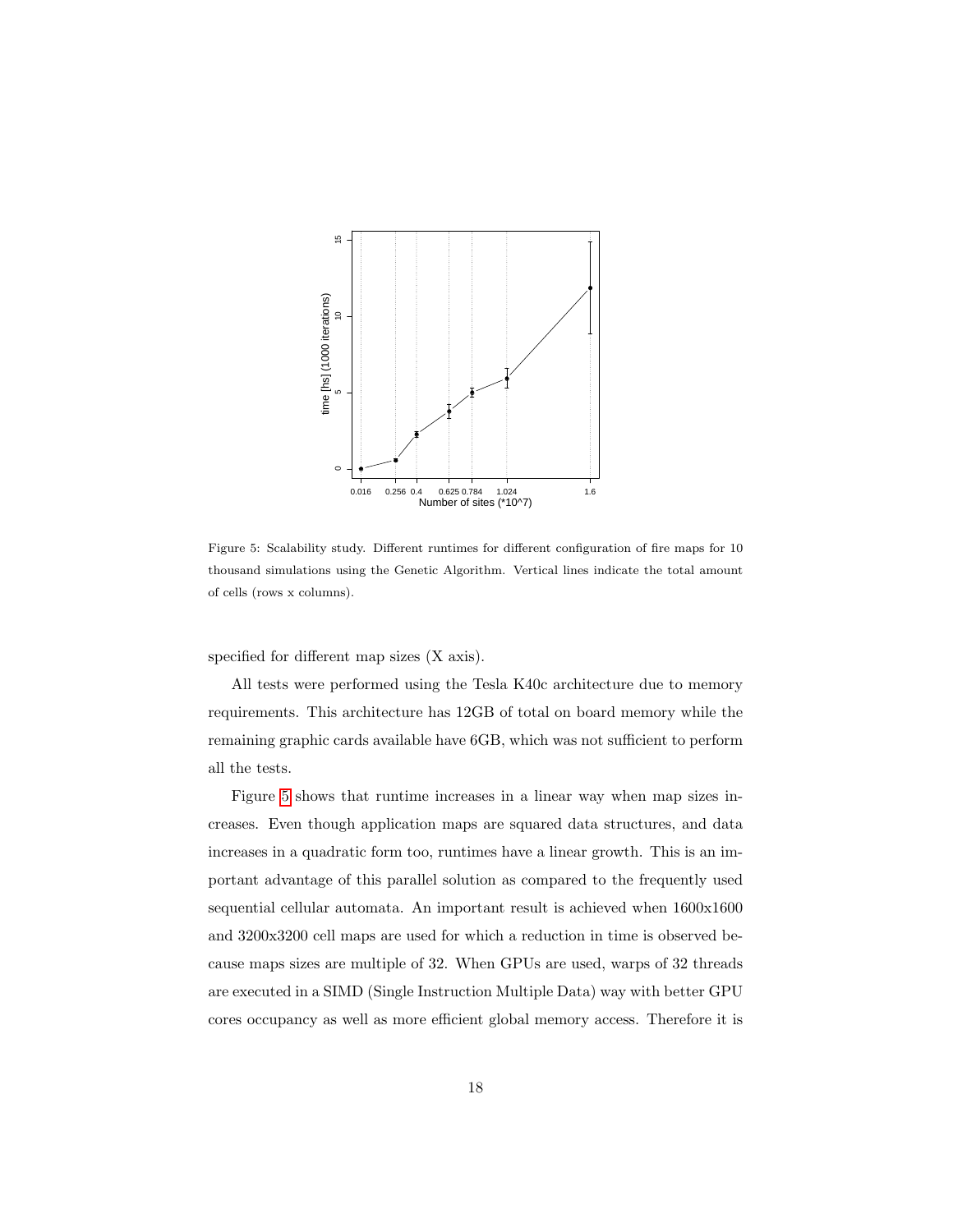Figure 5: Scalability study. Different runtimes for different configuration of fire maps for 10 thousand simulations using the Genetic Algorithm. Vertical lines indicate the total amount of cells (rows x columns).

specified for different map sizes (X axis).

All tests were performed using the Tesla K40c architecture due to memory requirements. This architecture has 12GB of total on board memory while the remaining graphic cards available have 6GB, which was not sufficient to perform all the tests.

Figure 5 shows that runtime increases in a linear way when map sizes increases. Even though application maps are squared data structures, and data increases in a quadratic form too, runtimes have a linear growth. This is an important advantage of this parallel solution as compared to the frequently used sequential cellular automata. An important result is achieved when 1600x1600 and 3200x3200 cell maps are used for which a reduction in time is observed because maps sizes are multiple of 32. When GPUs are used, warps of 32 threads are executed in a SIMD (Single Instruction Multiple Data) way with better GPU cores occupancy as well as more efficient global memory access. Therefore it is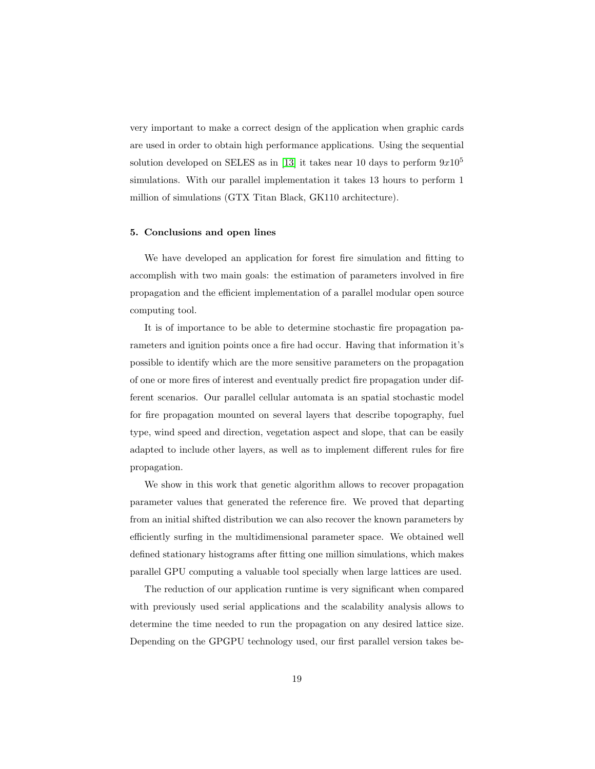very important to make a correct design of the application when graphic cards are used in order to obtain high performance applications. Using the sequential solution developed on SELES as in [13] it takes near 10 days to perform $9x10^5$ simulations. With our parallel implementation it takes 13 hours to perform 1 million of simulations (GTX Titan Black, GK110 architecture).

## 5. Conclusions and open lines

We have developed an application for forest fire simulation and fitting to accomplish with two main goals: the estimation of parameters involved in fire propagation and the efficient implementation of a parallel modular open source computing tool.

It is of importance to be able to determine stochastic fire propagation parameters and ignition points once a fire had occur. Having that information it's possible to identify which are the more sensitive parameters on the propagation of one or more fires of interest and eventually predict fire propagation under different scenarios. Our parallel cellular automata is an spatial stochastic model for fire propagation mounted on several layers that describe topography, fuel type, wind speed and direction, vegetation aspect and slope, that can be easily adapted to include other layers, as well as to implement different rules for fire propagation.

We show in this work that genetic algorithm allows to recover propagation parameter values that generated the reference fire. We proved that departing from an initial shifted distribution we can also recover the known parameters by efficiently surfing in the multidimensional parameter space. We obtained well defined stationary histograms after fitting one million simulations, which makes parallel GPU computing a valuable tool specially when large lattices are used.

The reduction of our application runtime is very significant when compared with previously used serial applications and the scalability analysis allows to determine the time needed to run the propagation on any desired lattice size. Depending on the GPGPU technology used, our first parallel version takes be-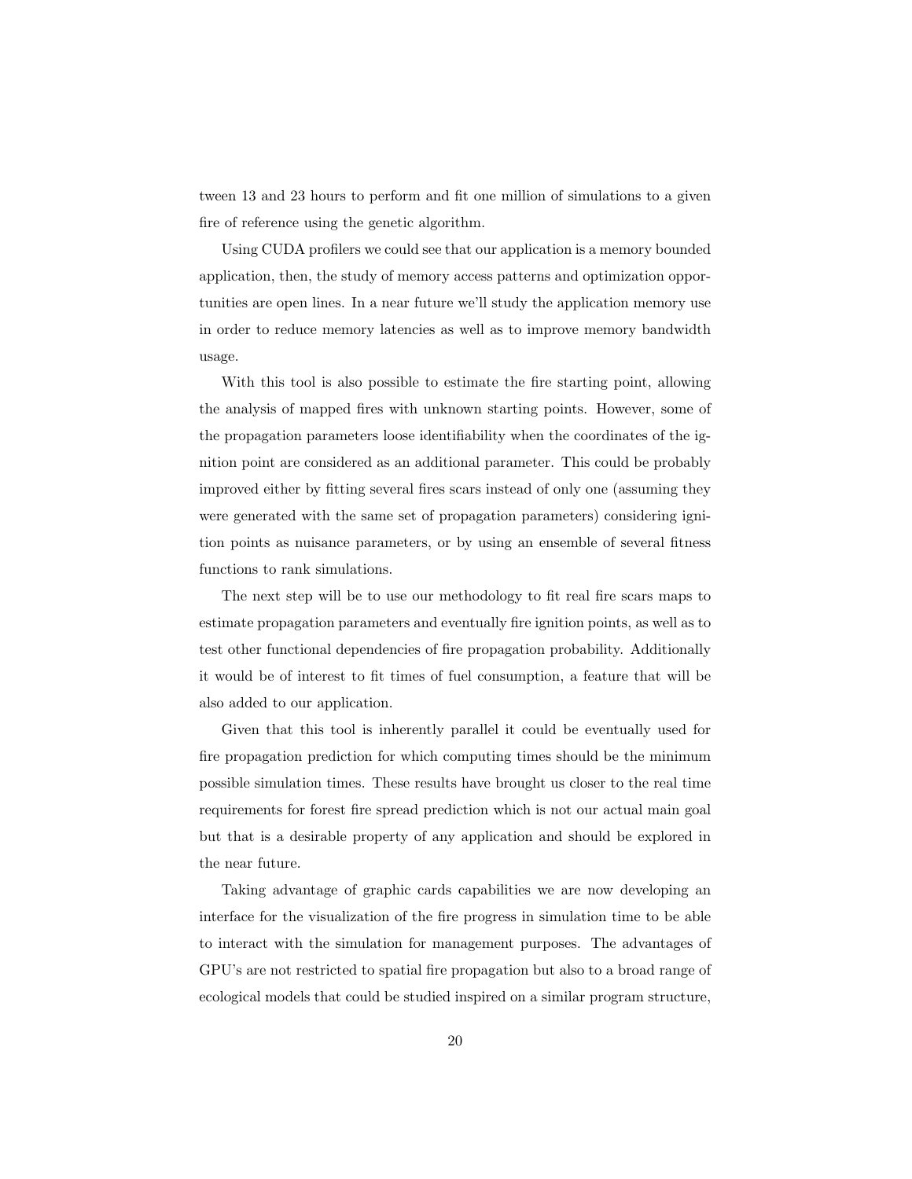tween 13 and 23 hours to perform and fit one million of simulations to a given fire of reference using the genetic algorithm.

Using CUDA profilers we could see that our application is a memory bounded application, then, the study of memory access patterns and optimization opportunities are open lines. In a near future we'll study the application memory use in order to reduce memory latencies as well as to improve memory bandwidth usage.

With this tool is also possible to estimate the fire starting point, allowing the analysis of mapped fires with unknown starting points. However, some of the propagation parameters loose identifiability when the coordinates of the ignition point are considered as an additional parameter. This could be probably improved either by fitting several fires scars instead of only one (assuming they were generated with the same set of propagation parameters) considering ignition points as nuisance parameters, or by using an ensemble of several fitness functions to rank simulations.

The next step will be to use our methodology to fit real fire scars maps to estimate propagation parameters and eventually fire ignition points, as well as to test other functional dependencies of fire propagation probability. Additionally it would be of interest to fit times of fuel consumption, a feature that will be also added to our application.

Given that this tool is inherently parallel it could be eventually used for fire propagation prediction for which computing times should be the minimum possible simulation times. These results have brought us closer to the real time requirements for forest fire spread prediction which is not our actual main goal but that is a desirable property of any application and should be explored in the near future.

Taking advantage of graphic cards capabilities we are now developing an interface for the visualization of the fire progress in simulation time to be able to interact with the simulation for management purposes. The advantages of GPU's are not restricted to spatial fire propagation but also to a broad range of ecological models that could be studied inspired on a similar program structure,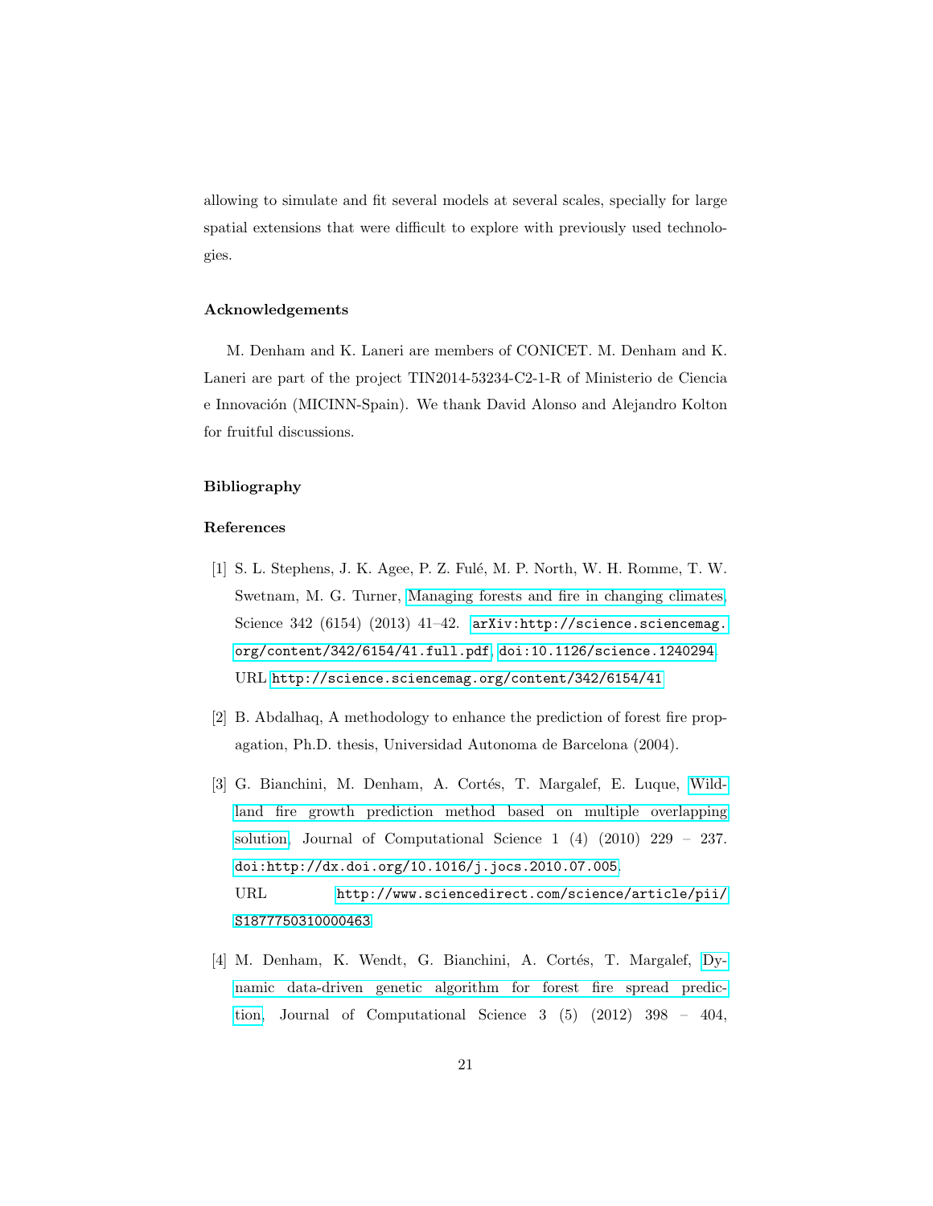allowing to simulate and fit several models at several scales, specially for large spatial extensions that were difficult to explore with previously used technologies.

### Acknowledgements

M. Denham and K. Laneri are members of CONICET. M. Denham and K. Laneri are part of the project TIN2014-53234-C2-1-R of Ministerio de Ciencia e Innovación (MICINN-Spain). We thank David Alonso and Alejandro Kolton for fruitful discussions.

### Bibliography

### References

[1] S. L. Stephens, J. K. Agee, P. Z. Fulé, M. P. North, W. H. Romme, T. W. Swetnam, M. G. Turner, Managing forests and fire in changing climates, Science 342 (6154) (2013) 41–42. `arXiv:http://science.sciencemag.org/content/342/6154/41.full.pdf`, `doi:10.1126/science.1240294`. URL `http://science.sciencemag.org/content/342/6154/41`

[2] B. Abdalhaq, A methodology to enhance the prediction of forest fire propagation, Ph.D. thesis, Universidad Autonoma de Barcelona (2004).

[3] G. Bianchini, M. Denham, A. Cortés, T. Margalef, E. Luque, Wildland fire growth prediction method based on multiple overlapping solution, Journal of Computational Science 1 (4) (2010) 229 – 237. `doi:http://dx.doi.org/10.1016/j.jocs.2010.07.005`. URL `http://www.sciencedirect.com/science/article/pii/S1877750310000463`

[4] M. Denham, K. Wendt, G. Bianchini, A. Cortés, T. Margalef, Dynamic data-driven genetic algorithm for forest fire spread prediction, Journal of Computational Science 3 (5) (2012) 398 – 404,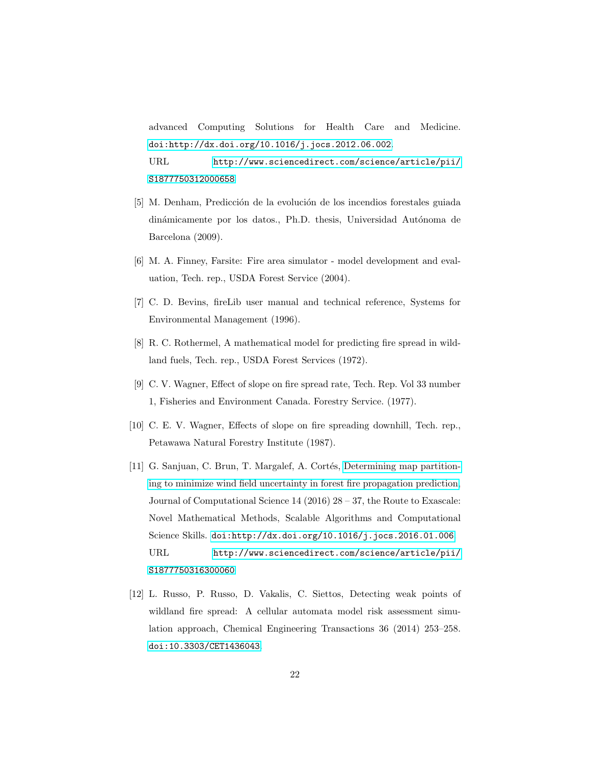advanced Computing Solutions for Health Care and Medicine. doi:http://dx.doi.org/10.1016/j.jocs.2012.06.002.
URL http://www.sciencedirect.com/science/article/pii/S1877750312000658

[5] M. Denham, Predicción de la evolución de los incendios forestales guiada dinámicamente por los datos., Ph.D. thesis, Universidad Autónoma de Barcelona (2009).

[6] M. A. Finney, Farsite: Fire area simulator - model development and evaluation, Tech. rep., USDA Forest Service (2004).

[7] C. D. Bevins, fireLib user manual and technical reference, Systems for Environmental Management (1996).

[8] R. C. Rothermel, A mathematical model for predicting fire spread in wildland fuels, Tech. rep., USDA Forest Services (1972).

[9] C. V. Wagner, Effect of slope on fire spread rate, Tech. Rep. Vol 33 number 1, Fisheries and Environment Canada. Forestry Service. (1977).

[10] C. E. V. Wagner, Effects of slope on fire spreading downhill, Tech. rep., Petawawa Natural Forestry Institute (1987).

[11] G. Sanjuan, C. Brun, T. Margalef, A. Cortés, Determining map partitioning to minimize wind field uncertainty in forest fire propagation prediction, Journal of Computational Science 14 (2016) 28 – 37, the Route to Exascale: Novel Mathematical Methods, Scalable Algorithms and Computational Science Skills. doi:http://dx.doi.org/10.1016/j.jocs.2016.01.006.
URL http://www.sciencedirect.com/science/article/pii/S1877750316300060

[12] L. Russo, P. Russo, D. Vakalis, C. Siettos, Detecting weak points of wildland fire spread: A cellular automata model risk assessment simulation approach, Chemical Engineering Transactions 36 (2014) 253–258. doi:10.3303/CET1436043.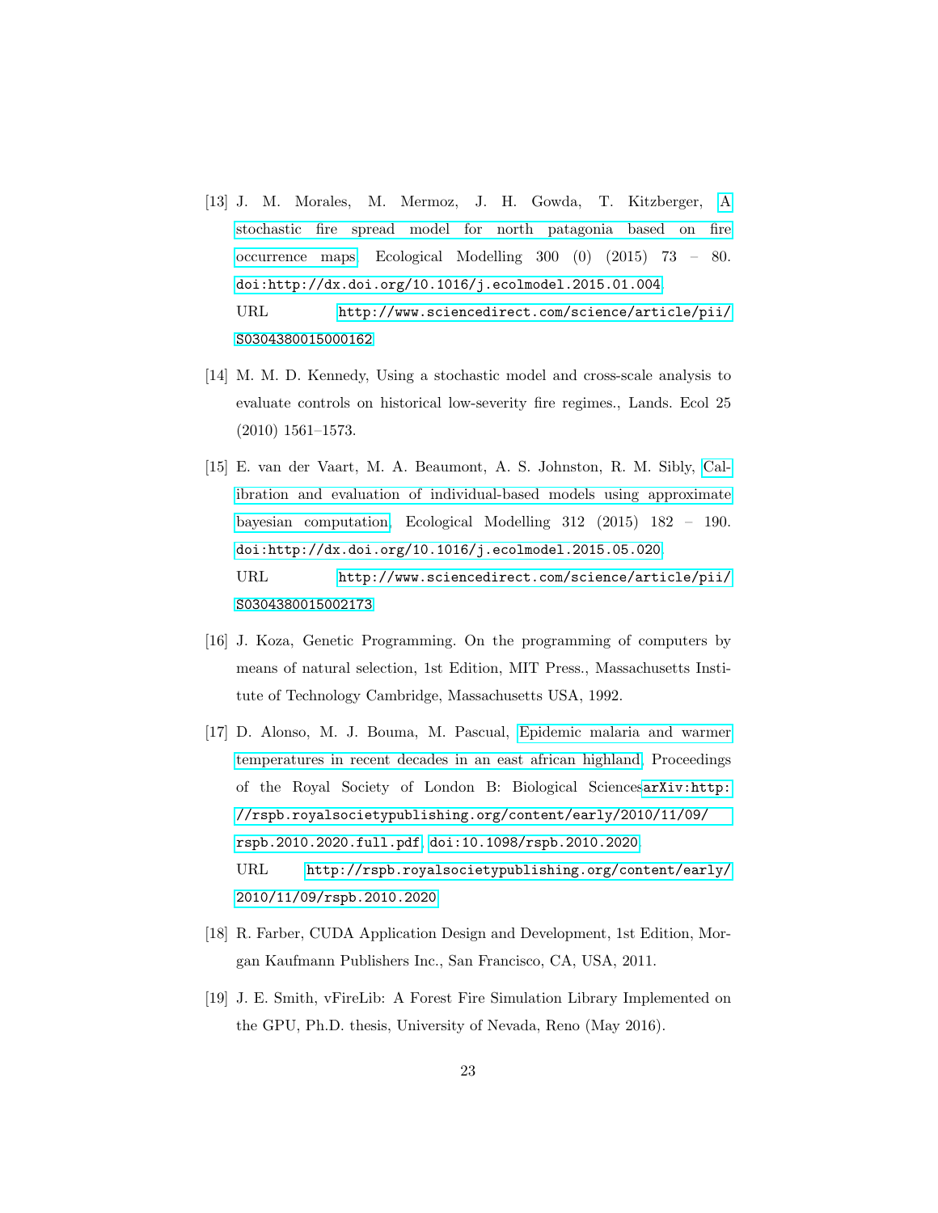[13] J. M. Morales, M. Mermoz, J. H. Gowda, T. Kitzberger, A stochastic fire spread model for north patagonia based on fire occurrence maps, Ecological Modelling 300 (0) (2015) 73 – 80. doi:http://dx.doi.org/10.1016/j.ecolmodel.2015.01.004. URL http://www.sciencedirect.com/science/article/pii/S0304380015000162

[14] M. M. D. Kennedy, Using a stochastic model and cross-scale analysis to evaluate controls on historical low-severity fire regimes., Lands. Ecol 25 (2010) 1561–1573.

[15] E. van der Vaart, M. A. Beaumont, A. S. Johnston, R. M. Sibly, Calibration and evaluation of individual-based models using approximate bayesian computation, Ecological Modelling 312 (2015) 182 – 190. doi:http://dx.doi.org/10.1016/j.ecolmodel.2015.05.020. URL http://www.sciencedirect.com/science/article/pii/S0304380015002173

[16] J. Koza, Genetic Programming. On the programming of computers by means of natural selection, 1st Edition, MIT Press., Massachusetts Institute of Technology Cambridge, Massachusetts USA, 1992.

[17] D. Alonso, M. J. Bouma, M. Pascual, Epidemic malaria and warmer temperatures in recent decades in an east african highland, Proceedings of the Royal Society of London B: Biological SciencesarXiv:http://rspb.royalsocietypublishing.org/content/early/2010/11/09/rspb.2010.2020.full.pdf, doi:10.1098/rspb.2010.2020. URL http://rspb.royalsocietypublishing.org/content/early/2010/11/09/rspb.2010.2020

[18] R. Farber, CUDA Application Design and Development, 1st Edition, Morgan Kaufmann Publishers Inc., San Francisco, CA, USA, 2011.

[19] J. E. Smith, vFireLib: A Forest Fire Simulation Library Implemented on the GPU, Ph.D. thesis, University of Nevada, Reno (May 2016).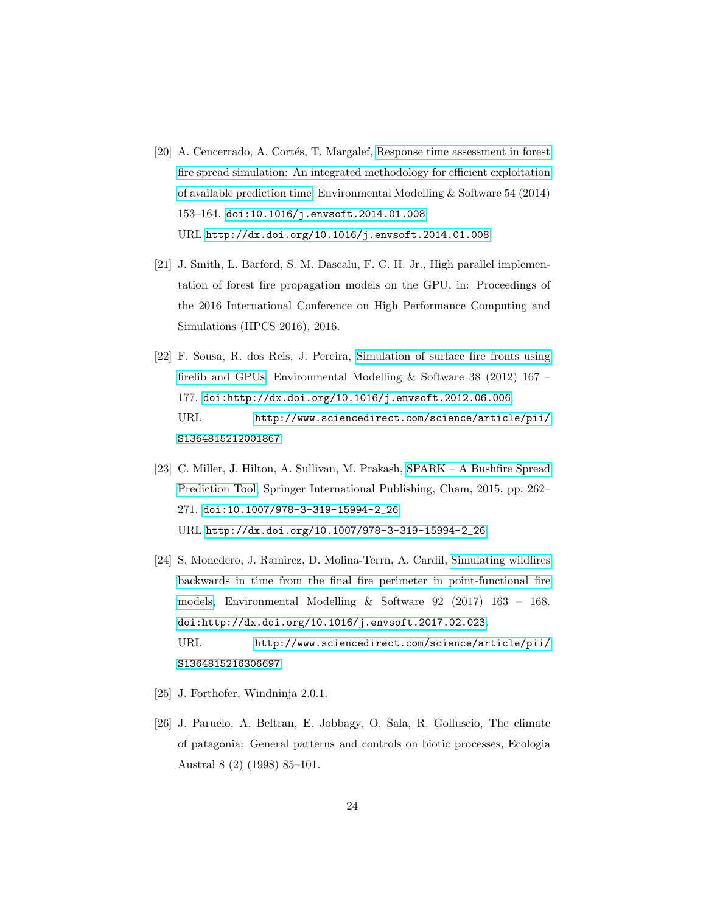[20] A. Cencerrado, A. Cortés, T. Margalef, Response time assessment in forest fire spread simulation: An integrated methodology for efficient exploitation of available prediction time, Environmental Modelling & Software 54 (2014) 153–164. doi:10.1016/j.envsoft.2014.01.008.
URL http://dx.doi.org/10.1016/j.envsoft.2014.01.008

[21] J. Smith, L. Barford, S. M. Dascalu, F. C. H. Jr., High parallel implementation of forest fire propagation models on the GPU, in: Proceedings of the 2016 International Conference on High Performance Computing and Simulations (HPCS 2016), 2016.

[22] F. Sousa, R. dos Reis, J. Pereira, Simulation of surface fire fronts using firelib and GPUs, Environmental Modelling & Software 38 (2012) 167 – 177. doi:http://dx.doi.org/10.1016/j.envsoft.2012.06.006.
URL http://www.sciencedirect.com/science/article/pii/S1364815212001867

[23] C. Miller, J. Hilton, A. Sullivan, M. Prakash, SPARK – A Bushfire Spread Prediction Tool, Springer International Publishing, Cham, 2015, pp. 262–271. doi:10.1007/978-3-319-15994-2_26.
URL http://dx.doi.org/10.1007/978-3-319-15994-2_26

[24] S. Monedero, J. Ramirez, D. Molina-Terrn, A. Cardil, Simulating wildfires backwards in time from the final fire perimeter in point-functional fire models, Environmental Modelling & Software 92 (2017) 163 – 168. doi:http://dx.doi.org/10.1016/j.envsoft.2017.02.023.
URL http://www.sciencedirect.com/science/article/pii/S1364815216306697

[25] J. Forthofer, Windninja 2.0.1.

[26] J. Paruelo, A. Beltran, E. Jobbagy, O. Sala, R. Golluscio, The climate of patagonia: General patterns and controls on biotic processes, Ecologia Austral 8 (2) (1998) 85–101.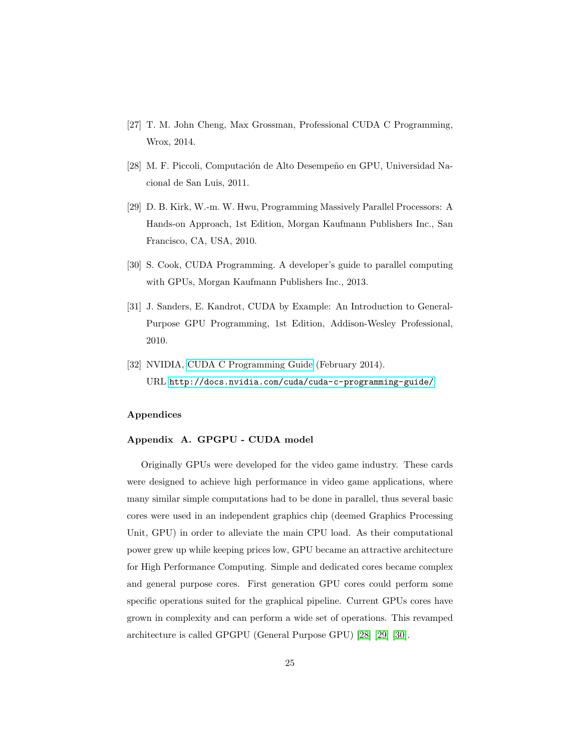[27] T. M. John Cheng, Max Grossman, Professional CUDA C Programming, Wrox, 2014.

[28] M. F. Piccoli, Computación de Alto Desempeño en GPU, Universidad Nacional de San Luis, 2011.

[29] D. B. Kirk, W.-m. W. Hwu, Programming Massively Parallel Processors: A Hands-on Approach, 1st Edition, Morgan Kaufmann Publishers Inc., San Francisco, CA, USA, 2010.

[30] S. Cook, CUDA Programming. A developer's guide to parallel computing with GPUs, Morgan Kaufmann Publishers Inc., 2013.

[31] J. Sanders, E. Kandrot, CUDA by Example: An Introduction to General-Purpose GPU Programming, 1st Edition, Addison-Wesley Professional, 2010.

[32] NVIDIA, CUDA C Programming Guide (February 2014).
URL http://docs.nvidia.com/cuda/cuda-c-programming-guide/

## Appendices

### Appendix A. GPGPU - CUDA model

Originally GPUs were developed for the video game industry. These cards were designed to achieve high performance in video game applications, where many similar simple computations had to be done in parallel, thus several basic cores were used in an independent graphics chip (deemed Graphics Processing Unit, GPU) in order to alleviate the main CPU load. As their computational power grew up while keeping prices low, GPU became an attractive architecture for High Performance Computing. Simple and dedicated cores became complex and general purpose cores. First generation GPU cores could perform some specific operations suited for the graphical pipeline. Current GPUs cores have grown in complexity and can perform a wide set of operations. This revamped architecture is called GPGPU (General Purpose GPU) [28] [29] [30].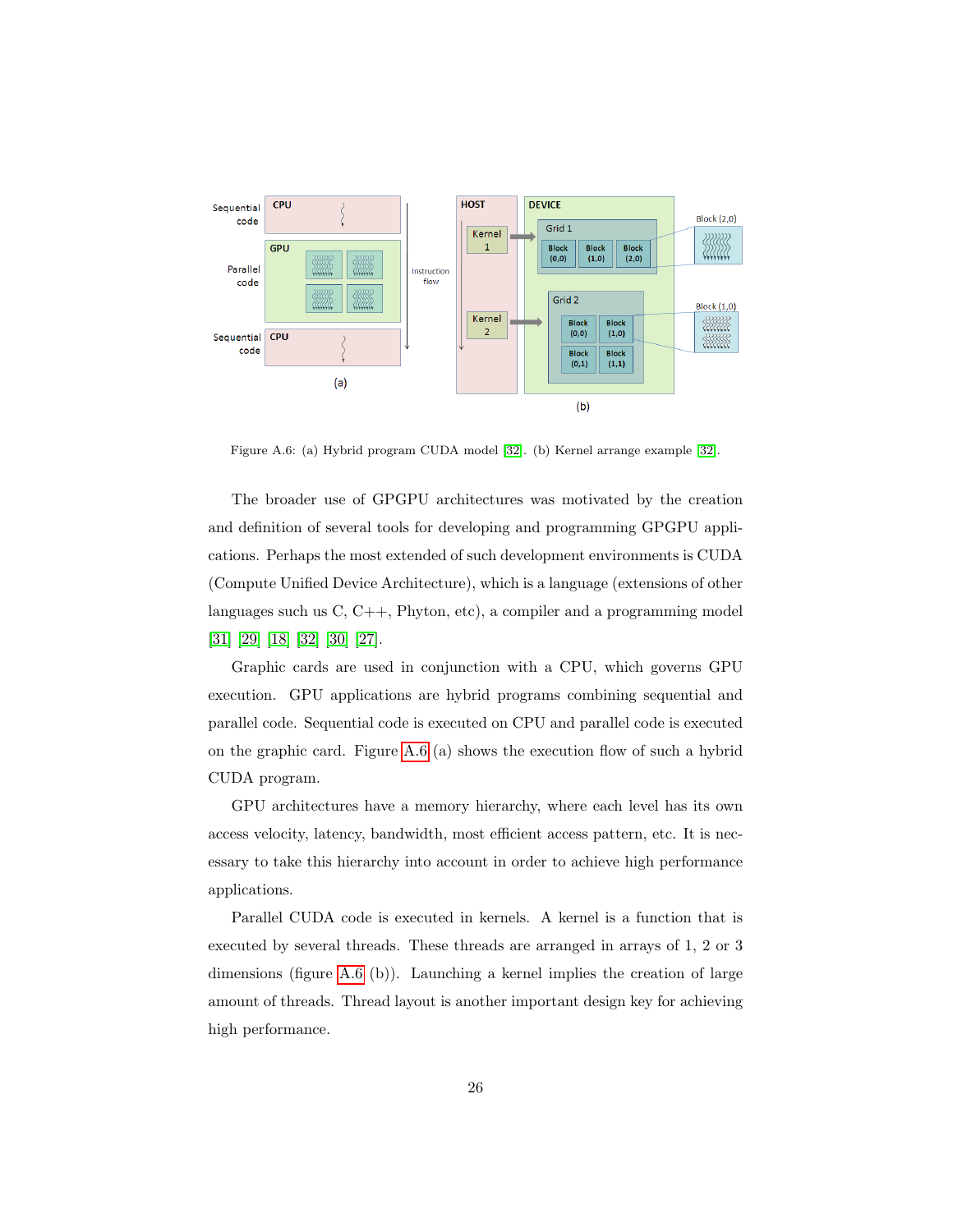Figure A.6: (a) Hybrid program CUDA model [32]. (b) Kernel arrange example [32].

The broader use of GPGPU architectures was motivated by the creation and definition of several tools for developing and programming GPGPU applications. Perhaps the most extended of such development environments is CUDA (Compute Unified Device Architecture), which is a language (extensions of other languages such us C, C++, Phyton, etc), a compiler and a programming model [31] [29] [18] [32] [30] [27].

Graphic cards are used in conjunction with a CPU, which governs GPU execution. GPU applications are hybrid programs combining sequential and parallel code. Sequential code is executed on CPU and parallel code is executed on the graphic card. Figure A.6 (a) shows the execution flow of such a hybrid CUDA program.

GPU architectures have a memory hierarchy, where each level has its own access velocity, latency, bandwidth, most efficient access pattern, etc. It is necessary to take this hierarchy into account in order to achieve high performance applications.

Parallel CUDA code is executed in kernels. A kernel is a function that is executed by several threads. These threads are arranged in arrays of 1, 2 or 3 dimensions (figure A.6 (b)). Launching a kernel implies the creation of large amount of threads. Thread layout is another important design key for achieving high performance.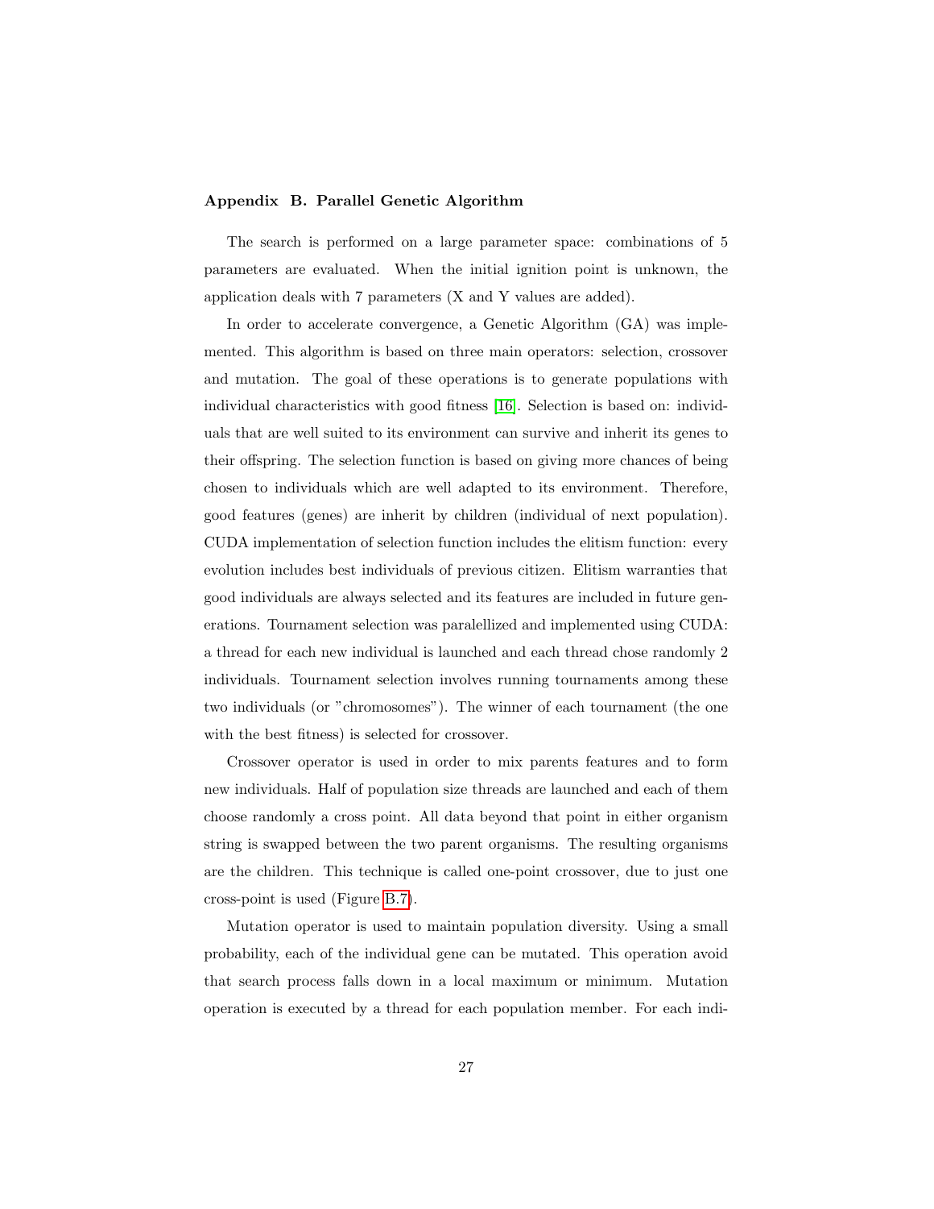## Appendix B. Parallel Genetic Algorithm

The search is performed on a large parameter space: combinations of 5 parameters are evaluated. When the initial ignition point is unknown, the application deals with 7 parameters (X and Y values are added).

In order to accelerate convergence, a Genetic Algorithm (GA) was implemented. This algorithm is based on three main operators: selection, crossover and mutation. The goal of these operations is to generate populations with individual characteristics with good fitness [16]. Selection is based on: individuals that are well suited to its environment can survive and inherit its genes to their offspring. The selection function is based on giving more chances of being chosen to individuals which are well adapted to its environment. Therefore, good features (genes) are inherit by children (individual of next population). CUDA implementation of selection function includes the elitism function: every evolution includes best individuals of previous citizen. Elitism warranties that good individuals are always selected and its features are included in future generations. Tournament selection was paralellized and implemented using CUDA: a thread for each new individual is launched and each thread chose randomly 2 individuals. Tournament selection involves running tournaments among these two individuals (or "chromosomes"). The winner of each tournament (the one with the best fitness) is selected for crossover.

Crossover operator is used in order to mix parents features and to form new individuals. Half of population size threads are launched and each of them choose randomly a cross point. All data beyond that point in either organism string is swapped between the two parent organisms. The resulting organisms are the children. This technique is called one-point crossover, due to just one cross-point is used (Figure B.7).

Mutation operator is used to maintain population diversity. Using a small probability, each of the individual gene can be mutated. This operation avoid that search process falls down in a local maximum or minimum. Mutation operation is executed by a thread for each population member. For each indi-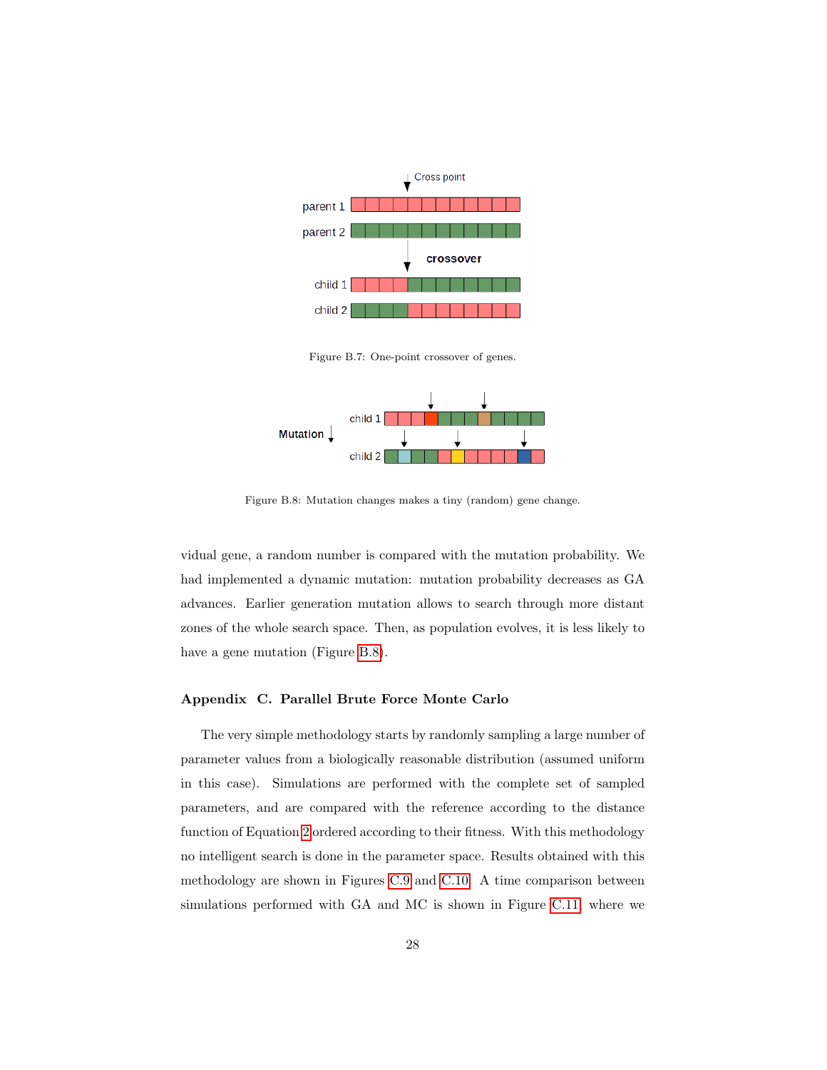Figure B.7: One-point crossover of genes.

Figure B.8: Mutation changes makes a tiny (random) gene change.

vidual gene, a random number is compared with the mutation probability. We had implemented a dynamic mutation: mutation probability decreases as GA advances. Earlier generation mutation allows to search through more distant zones of the whole search space. Then, as population evolves, it is less likely to have a gene mutation (Figure B.8).

## Appendix C. Parallel Brute Force Monte Carlo

The very simple methodology starts by randomly sampling a large number of parameter values from a biologically reasonable distribution (assumed uniform in this case). Simulations are performed with the complete set of sampled parameters, and are compared with the reference according to the distance function of Equation 2 ordered according to their fitness. With this methodology no intelligent search is done in the parameter space. Results obtained with this methodology are shown in Figures C.9 and C.10. A time comparison between simulations performed with GA and MC is shown in Figure C.11, where we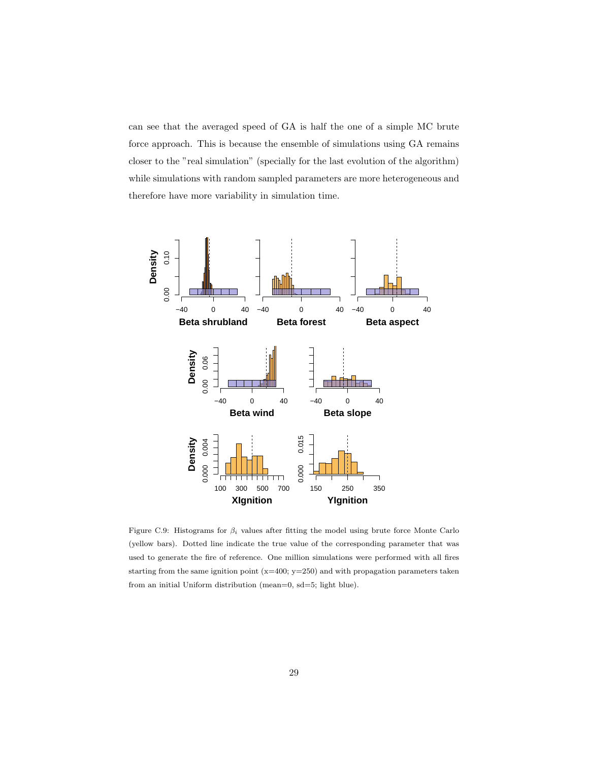can see that the averaged speed of GA is half the one of a simple MC brute force approach. This is because the ensemble of simulations using GA remains closer to the "real simulation" (specially for the last evolution of the algorithm) while simulations with random sampled parameters are more heterogeneous and therefore have more variability in simulation time.

Figure C.9: Histograms for $\beta_i$ values after fitting the model using brute force Monte Carlo (yellow bars). Dotted line indicate the true value of the corresponding parameter that was used to generate the fire of reference. One million simulations were performed with all fires starting from the same ignition point (x=400; y=250) and with propagation parameters taken from an initial Uniform distribution (mean=0, sd=5; light blue).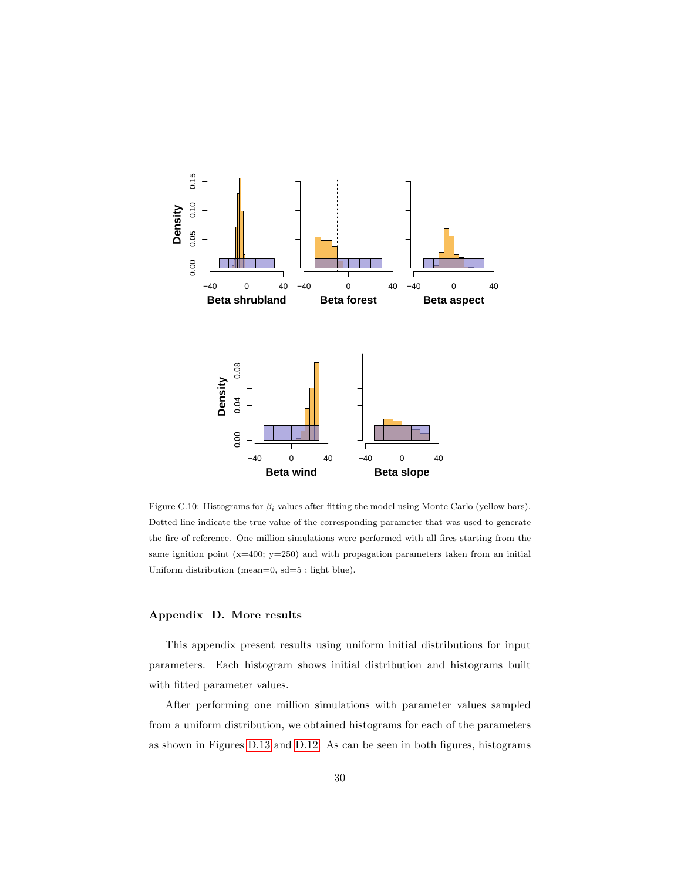Figure C.10: Histograms for $\beta_i$ values after fitting the model using Monte Carlo (yellow bars). Dotted line indicate the true value of the corresponding parameter that was used to generate the fire of reference. One million simulations were performed with all fires starting from the same ignition point (x=400; y=250) and with propagation parameters taken from an initial Uniform distribution (mean=0, sd=5 ; light blue).

## Appendix D. More results

This appendix present results using uniform initial distributions for input parameters. Each histogram shows initial distribution and histograms built with fitted parameter values.

After performing one million simulations with parameter values sampled from a uniform distribution, we obtained histograms for each of the parameters as shown in Figures D.13 and D.12. As can be seen in both figures, histograms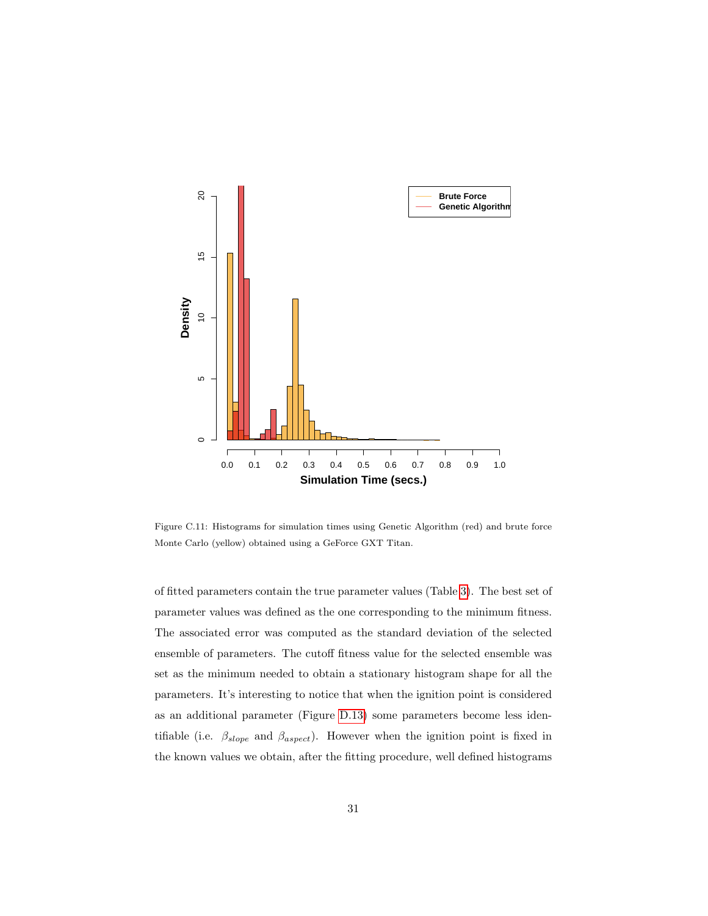Figure C.11: Histograms for simulation times using Genetic Algorithm (red) and brute force Monte Carlo (yellow) obtained using a GeForce GXT Titan.

of fitted parameters contain the true parameter values (Table 3). The best set of parameter values was defined as the one corresponding to the minimum fitness. The associated error was computed as the standard deviation of the selected ensemble of parameters. The cutoff fitness value for the selected ensemble was set as the minimum needed to obtain a stationary histogram shape for all the parameters. It's interesting to notice that when the ignition point is considered as an additional parameter (Figure D.13) some parameters become less identifiable (i.e. $\beta_{slope}$ and $\beta_{aspect}$). However when the ignition point is fixed in the known values we obtain, after the fitting procedure, well defined histograms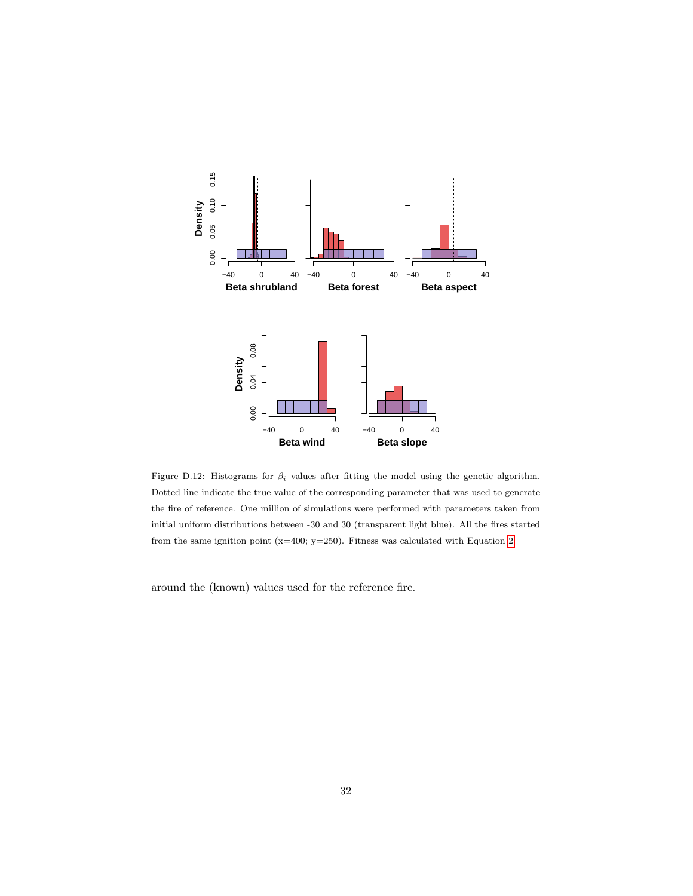Figure D.12: Histograms for $\beta_i$ values after fitting the model using the genetic algorithm. Dotted line indicate the true value of the corresponding parameter that was used to generate the fire of reference. One million of simulations were performed with parameters taken from initial uniform distributions between -30 and 30 (transparent light blue). All the fires started from the same ignition point (x=400; y=250). Fitness was calculated with Equation 2

around the (known) values used for the reference fire.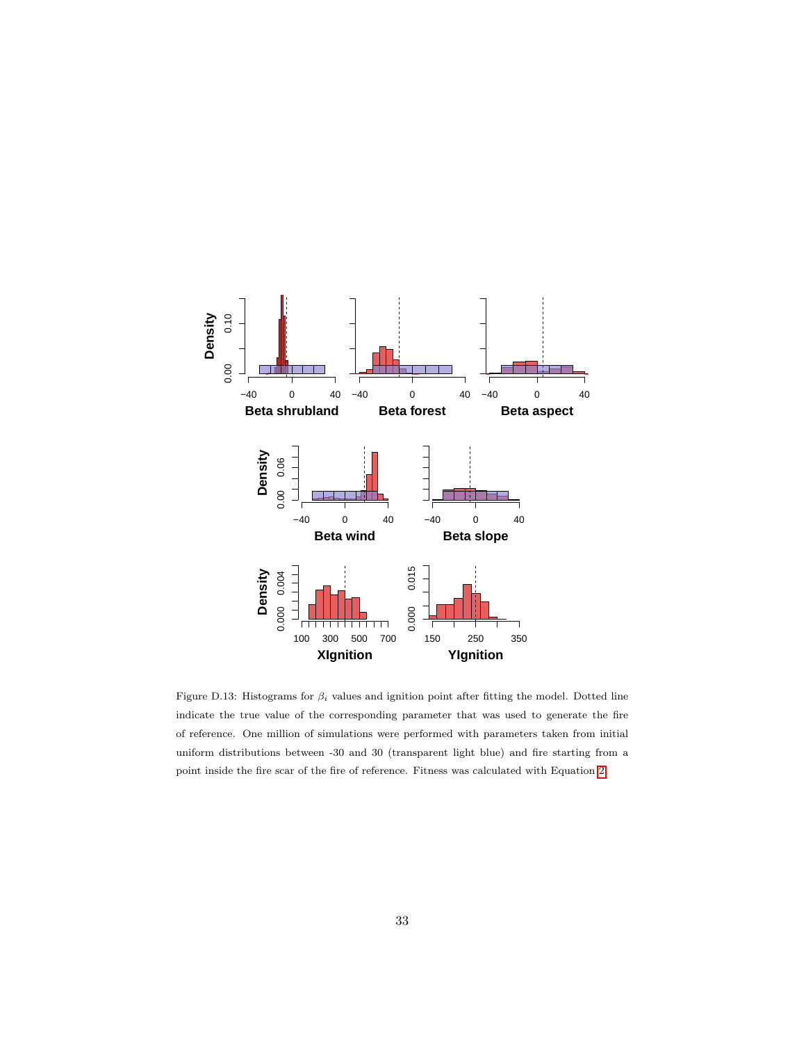Density

0.00

0.10

−40

0

40

Beta shrubland

−40

0

40

Beta forest

−40

0

40

Beta aspect

Density

0.00

0.06

−40

0

40

Beta wind

−40

0

40

Beta slope

Density

0.000

0.004

100

300

500

700

XIgnition

0.000

0.015

150

250

350

YIgnition

Figure D.13: Histograms for $\beta_i$ values and ignition point after fitting the model. Dotted line indicate the true value of the corresponding parameter that was used to generate the fire of reference. One million of simulations were performed with parameters taken from initial uniform distributions between -30 and 30 (transparent light blue) and fire starting from a point inside the fire scar of the fire of reference. Fitness was calculated with Equation 2.